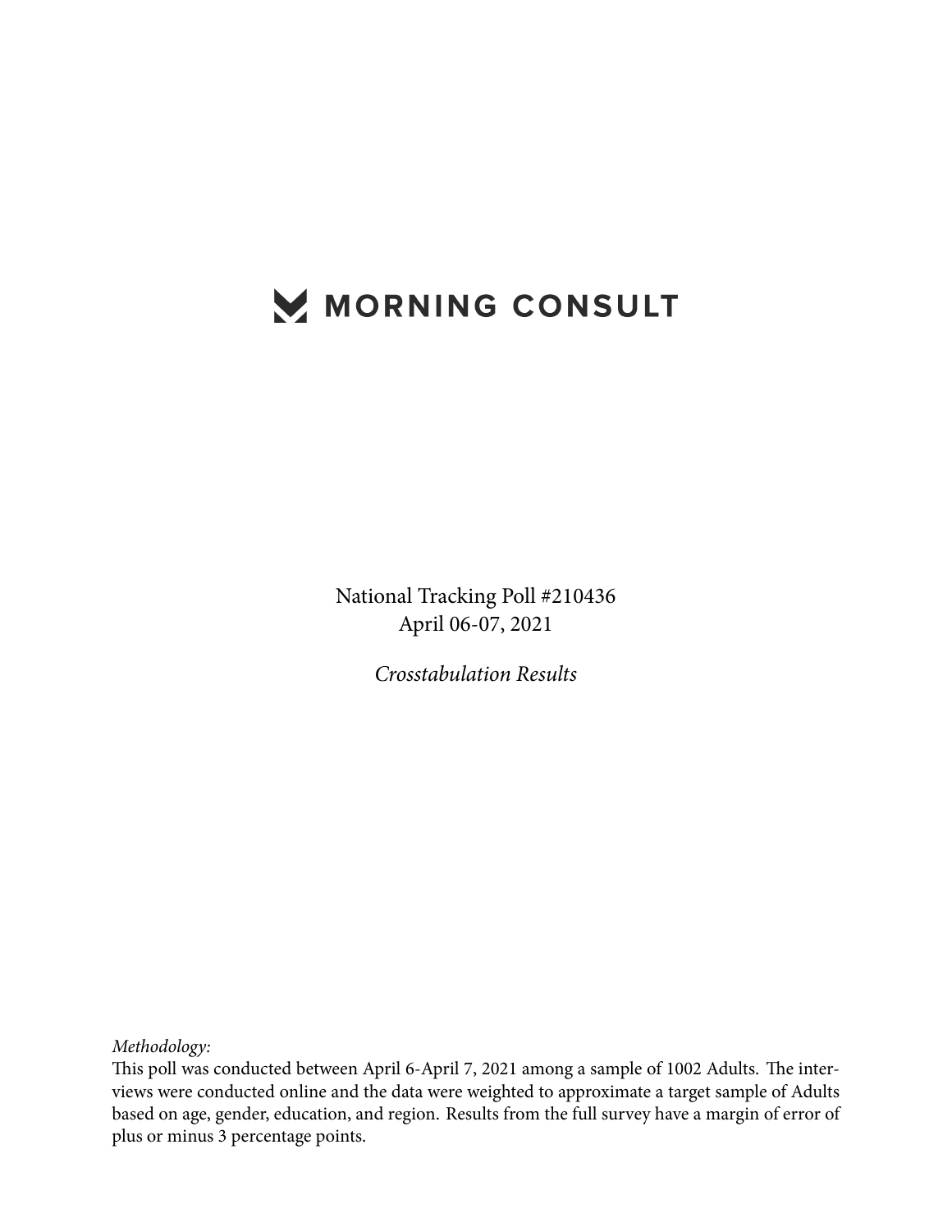# MORNING CONSULT

National Tracking Poll #210436
April 06-07, 2021

*Crosstabulation Results*

*Methodology:*
This poll was conducted between April 6-April 7, 2021 among a sample of 1002 Adults. The interviews were conducted online and the data were weighted to approximate a target sample of Adults based on age, gender, education, and region. Results from the full survey have a margin of error of plus or minus 3 percentage points.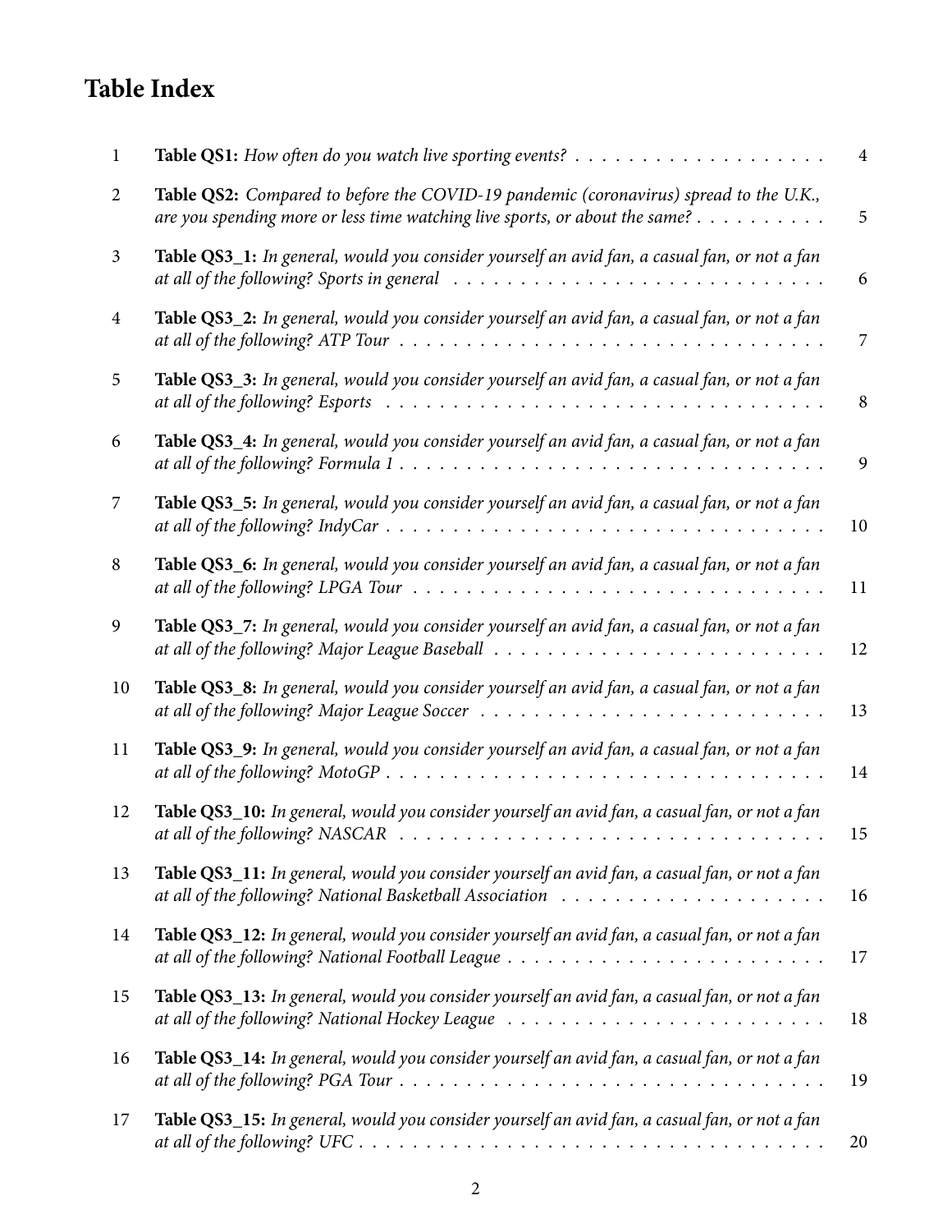# Table Index

| | | |
|---|---|---|
| 1 | **Table QS1:** *How often do you watch live sporting events?* | 4 |
| 2 | **Table QS2:** *Compared to before the COVID-19 pandemic (coronavirus) spread to the U.K., are you spending more or less time watching live sports, or about the same?* | 5 |
| 3 | **Table QS3_1:** *In general, would you consider yourself an avid fan, a casual fan, or not a fan at all of the following? Sports in general* | 6 |
| 4 | **Table QS3_2:** *In general, would you consider yourself an avid fan, a casual fan, or not a fan at all of the following? ATP Tour* | 7 |
| 5 | **Table QS3_3:** *In general, would you consider yourself an avid fan, a casual fan, or not a fan at all of the following? Esports* | 8 |
| 6 | **Table QS3_4:** *In general, would you consider yourself an avid fan, a casual fan, or not a fan at all of the following? Formula 1* | 9 |
| 7 | **Table QS3_5:** *In general, would you consider yourself an avid fan, a casual fan, or not a fan at all of the following? IndyCar* | 10 |
| 8 | **Table QS3_6:** *In general, would you consider yourself an avid fan, a casual fan, or not a fan at all of the following? LPGA Tour* | 11 |
| 9 | **Table QS3_7:** *In general, would you consider yourself an avid fan, a casual fan, or not a fan at all of the following? Major League Baseball* | 12 |
| 10 | **Table QS3_8:** *In general, would you consider yourself an avid fan, a casual fan, or not a fan at all of the following? Major League Soccer* | 13 |
| 11 | **Table QS3_9:** *In general, would you consider yourself an avid fan, a casual fan, or not a fan at all of the following? MotoGP* | 14 |
| 12 | **Table QS3_10:** *In general, would you consider yourself an avid fan, a casual fan, or not a fan at all of the following? NASCAR* | 15 |
| 13 | **Table QS3_11:** *In general, would you consider yourself an avid fan, a casual fan, or not a fan at all of the following? National Basketball Association* | 16 |
| 14 | **Table QS3_12:** *In general, would you consider yourself an avid fan, a casual fan, or not a fan at all of the following? National Football League* | 17 |
| 15 | **Table QS3_13:** *In general, would you consider yourself an avid fan, a casual fan, or not a fan at all of the following? National Hockey League* | 18 |
| 16 | **Table QS3_14:** *In general, would you consider yourself an avid fan, a casual fan, or not a fan at all of the following? PGA Tour* | 19 |
| 17 | **Table QS3_15:** *In general, would you consider yourself an avid fan, a casual fan, or not a fan at all of the following? UFC* | 20 |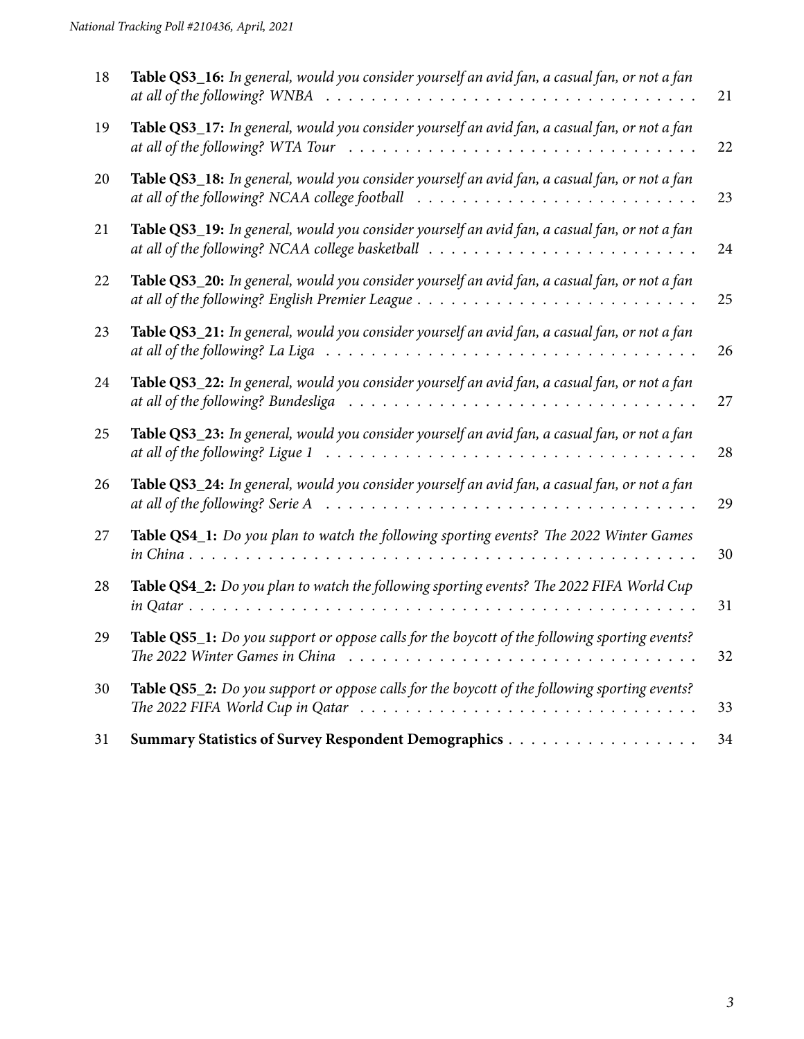| | | |
|---|---|---|
| 18 | **Table QS3_16:** *In general, would you consider yourself an avid fan, a casual fan, or not a fan at all of the following? WNBA* | 21 |
| 19 | **Table QS3_17:** *In general, would you consider yourself an avid fan, a casual fan, or not a fan at all of the following? WTA Tour* | 22 |
| 20 | **Table QS3_18:** *In general, would you consider yourself an avid fan, a casual fan, or not a fan at all of the following? NCAA college football* | 23 |
| 21 | **Table QS3_19:** *In general, would you consider yourself an avid fan, a casual fan, or not a fan at all of the following? NCAA college basketball* | 24 |
| 22 | **Table QS3_20:** *In general, would you consider yourself an avid fan, a casual fan, or not a fan at all of the following? English Premier League* | 25 |
| 23 | **Table QS3_21:** *In general, would you consider yourself an avid fan, a casual fan, or not a fan at all of the following? La Liga* | 26 |
| 24 | **Table QS3_22:** *In general, would you consider yourself an avid fan, a casual fan, or not a fan at all of the following? Bundesliga* | 27 |
| 25 | **Table QS3_23:** *In general, would you consider yourself an avid fan, a casual fan, or not a fan at all of the following? Ligue 1* | 28 |
| 26 | **Table QS3_24:** *In general, would you consider yourself an avid fan, a casual fan, or not a fan at all of the following? Serie A* | 29 |
| 27 | **Table QS4_1:** *Do you plan to watch the following sporting events? The 2022 Winter Games in China* | 30 |
| 28 | **Table QS4_2:** *Do you plan to watch the following sporting events? The 2022 FIFA World Cup in Qatar* | 31 |
| 29 | **Table QS5_1:** *Do you support or oppose calls for the boycott of the following sporting events? The 2022 Winter Games in China* | 32 |
| 30 | **Table QS5_2:** *Do you support or oppose calls for the boycott of the following sporting events? The 2022 FIFA World Cup in Qatar* | 33 |
| 31 | **Summary Statistics of Survey Respondent Demographics** | 34 |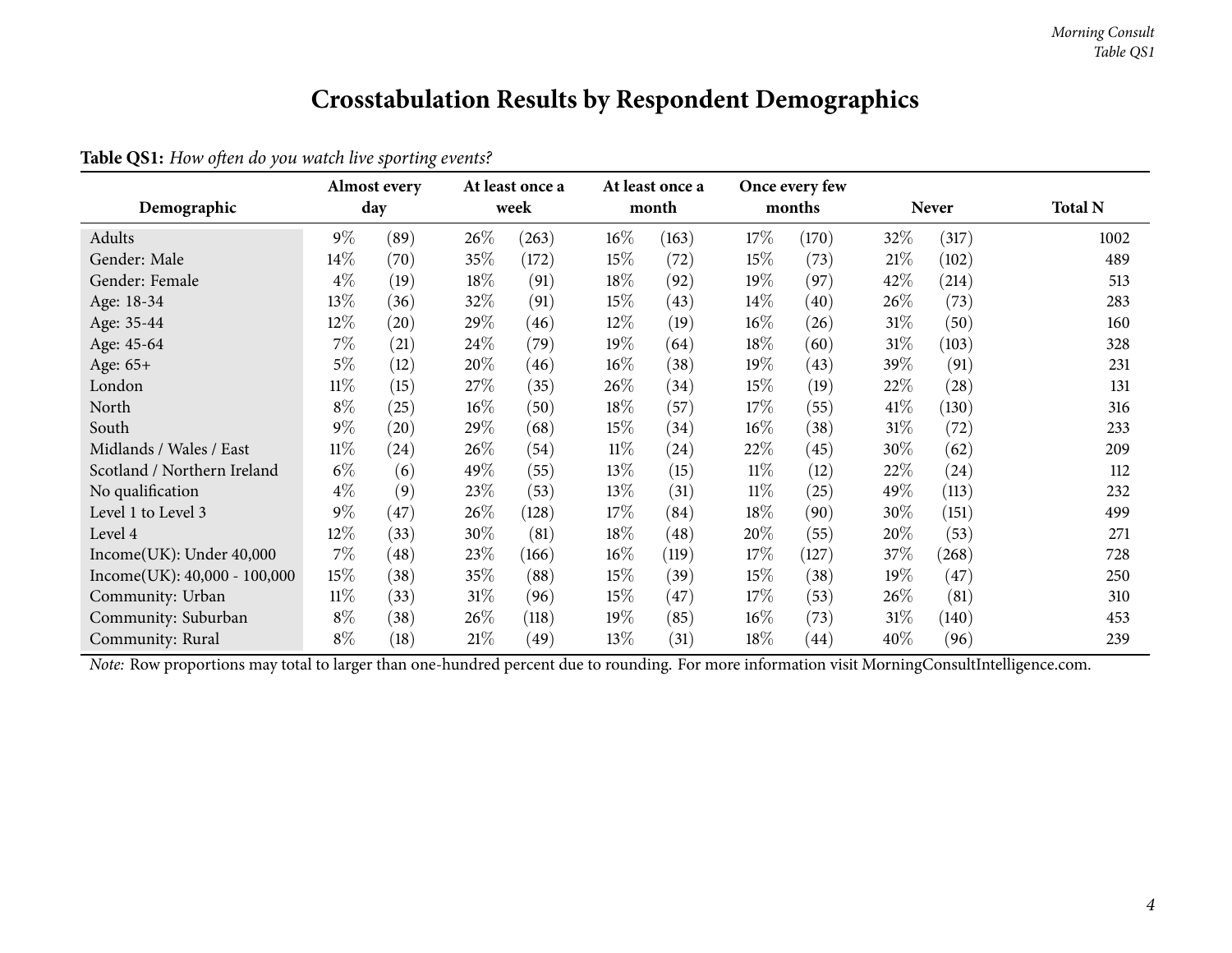# Crosstabulation Results by Respondent Demographics

**Table QS1:** *How often do you watch live sporting events?*

| Demographic | Almost every day | | At least once a week | | At least once a month | | Once every few months | | Never | | Total N |
|---|---|---|---|---|---|---|---|---|---|---|---|
| Adults | 9% | (89) | 26% | (263) | 16% | (163) | 17% | (170) | 32% | (317) | 1002 |
| Gender: Male | 14% | (70) | 35% | (172) | 15% | (72) | 15% | (73) | 21% | (102) | 489 |
| Gender: Female | 4% | (19) | 18% | (91) | 18% | (92) | 19% | (97) | 42% | (214) | 513 |
| Age: 18-34 | 13% | (36) | 32% | (91) | 15% | (43) | 14% | (40) | 26% | (73) | 283 |
| Age: 35-44 | 12% | (20) | 29% | (46) | 12% | (19) | 16% | (26) | 31% | (50) | 160 |
| Age: 45-64 | 7% | (21) | 24% | (79) | 19% | (64) | 18% | (60) | 31% | (103) | 328 |
| Age: 65+ | 5% | (12) | 20% | (46) | 16% | (38) | 19% | (43) | 39% | (91) | 231 |
| London | 11% | (15) | 27% | (35) | 26% | (34) | 15% | (19) | 22% | (28) | 131 |
| North | 8% | (25) | 16% | (50) | 18% | (57) | 17% | (55) | 41% | (130) | 316 |
| South | 9% | (20) | 29% | (68) | 15% | (34) | 16% | (38) | 31% | (72) | 233 |
| Midlands / Wales / East | 11% | (24) | 26% | (54) | 11% | (24) | 22% | (45) | 30% | (62) | 209 |
| Scotland / Northern Ireland | 6% | (6) | 49% | (55) | 13% | (15) | 11% | (12) | 22% | (24) | 112 |
| No qualification | 4% | (9) | 23% | (53) | 13% | (31) | 11% | (25) | 49% | (113) | 232 |
| Level 1 to Level 3 | 9% | (47) | 26% | (128) | 17% | (84) | 18% | (90) | 30% | (151) | 499 |
| Level 4 | 12% | (33) | 30% | (81) | 18% | (48) | 20% | (55) | 20% | (53) | 271 |
| Income(UK): Under 40,000 | 7% | (48) | 23% | (166) | 16% | (119) | 17% | (127) | 37% | (268) | 728 |
| Income(UK): 40,000 - 100,000 | 15% | (38) | 35% | (88) | 15% | (39) | 15% | (38) | 19% | (47) | 250 |
| Community: Urban | 11% | (33) | 31% | (96) | 15% | (47) | 17% | (53) | 26% | (81) | 310 |
| Community: Suburban | 8% | (38) | 26% | (118) | 19% | (85) | 16% | (73) | 31% | (140) | 453 |
| Community: Rural | 8% | (18) | 21% | (49) | 13% | (31) | 18% | (44) | 40% | (96) | 239 |

*Note:* Row proportions may total to larger than one-hundred percent due to rounding. For more information visit MorningConsultIntelligence.com.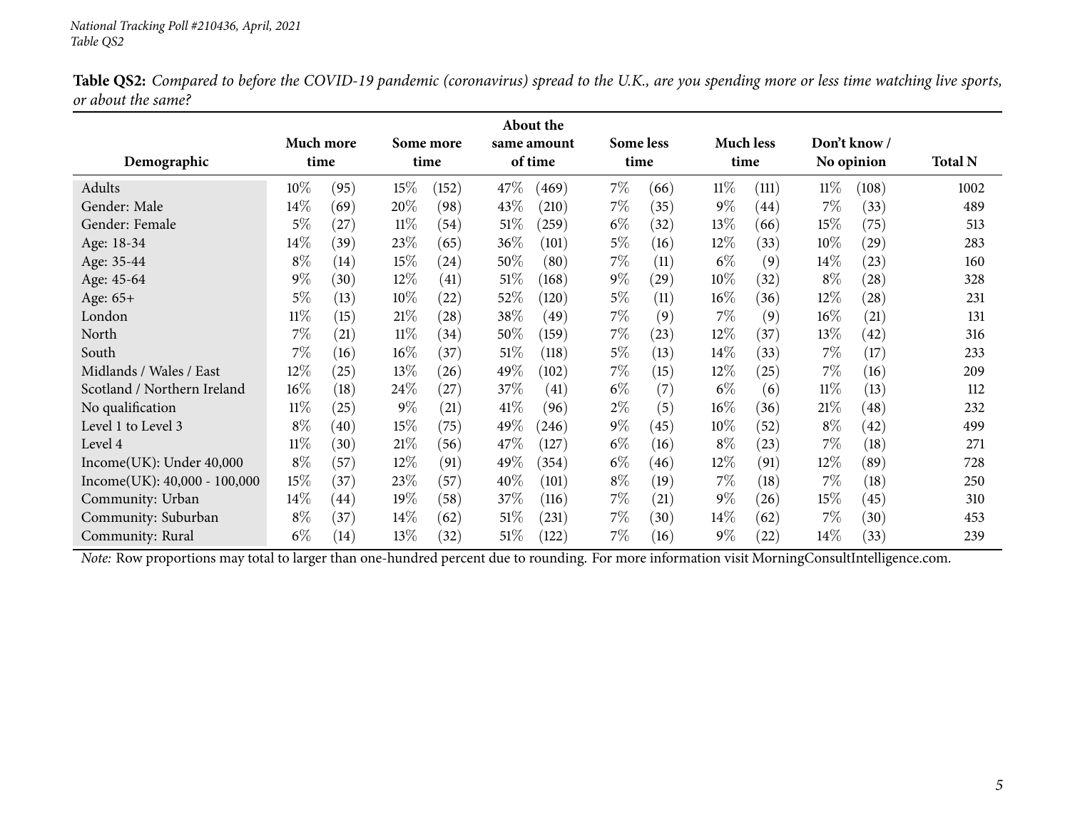*National Tracking Poll #210436, April, 2021*
*Table QS2*

**Table QS2:** *Compared to before the COVID-19 pandemic (coronavirus) spread to the U.K., are you spending more or less time watching live sports, or about the same?*

| Demographic | Much more time | | Some more time | | About the same amount of time | | Some less time | | Much less time | | Don't know / No opinion | | Total N |
|---|---|---|---|---|---|---|---|---|---|---|---|---|---|
| Adults | 10% | (95) | 15% | (152) | 47% | (469) | 7% | (66) | 11% | (111) | 11% | (108) | 1002 |
| Gender: Male | 14% | (69) | 20% | (98) | 43% | (210) | 7% | (35) | 9% | (44) | 7% | (33) | 489 |
| Gender: Female | 5% | (27) | 11% | (54) | 51% | (259) | 6% | (32) | 13% | (66) | 15% | (75) | 513 |
| Age: 18-34 | 14% | (39) | 23% | (65) | 36% | (101) | 5% | (16) | 12% | (33) | 10% | (29) | 283 |
| Age: 35-44 | 8% | (14) | 15% | (24) | 50% | (80) | 7% | (11) | 6% | (9) | 14% | (23) | 160 |
| Age: 45-64 | 9% | (30) | 12% | (41) | 51% | (168) | 9% | (29) | 10% | (32) | 8% | (28) | 328 |
| Age: 65+ | 5% | (13) | 10% | (22) | 52% | (120) | 5% | (11) | 16% | (36) | 12% | (28) | 231 |
| London | 11% | (15) | 21% | (28) | 38% | (49) | 7% | (9) | 7% | (9) | 16% | (21) | 131 |
| North | 7% | (21) | 11% | (34) | 50% | (159) | 7% | (23) | 12% | (37) | 13% | (42) | 316 |
| South | 7% | (16) | 16% | (37) | 51% | (118) | 5% | (13) | 14% | (33) | 7% | (17) | 233 |
| Midlands / Wales / East | 12% | (25) | 13% | (26) | 49% | (102) | 7% | (15) | 12% | (25) | 7% | (16) | 209 |
| Scotland / Northern Ireland | 16% | (18) | 24% | (27) | 37% | (41) | 6% | (7) | 6% | (6) | 11% | (13) | 112 |
| No qualification | 11% | (25) | 9% | (21) | 41% | (96) | 2% | (5) | 16% | (36) | 21% | (48) | 232 |
| Level 1 to Level 3 | 8% | (40) | 15% | (75) | 49% | (246) | 9% | (45) | 10% | (52) | 8% | (42) | 499 |
| Level 4 | 11% | (30) | 21% | (56) | 47% | (127) | 6% | (16) | 8% | (23) | 7% | (18) | 271 |
| Income(UK): Under 40,000 | 8% | (57) | 12% | (91) | 49% | (354) | 6% | (46) | 12% | (91) | 12% | (89) | 728 |
| Income(UK): 40,000 - 100,000 | 15% | (37) | 23% | (57) | 40% | (101) | 8% | (19) | 7% | (18) | 7% | (18) | 250 |
| Community: Urban | 14% | (44) | 19% | (58) | 37% | (116) | 7% | (21) | 9% | (26) | 15% | (45) | 310 |
| Community: Suburban | 8% | (37) | 14% | (62) | 51% | (231) | 7% | (30) | 14% | (62) | 7% | (30) | 453 |
| Community: Rural | 6% | (14) | 13% | (32) | 51% | (122) | 7% | (16) | 9% | (22) | 14% | (33) | 239 |

*Note:* Row proportions may total to larger than one-hundred percent due to rounding. For more information visit MorningConsultIntelligence.com.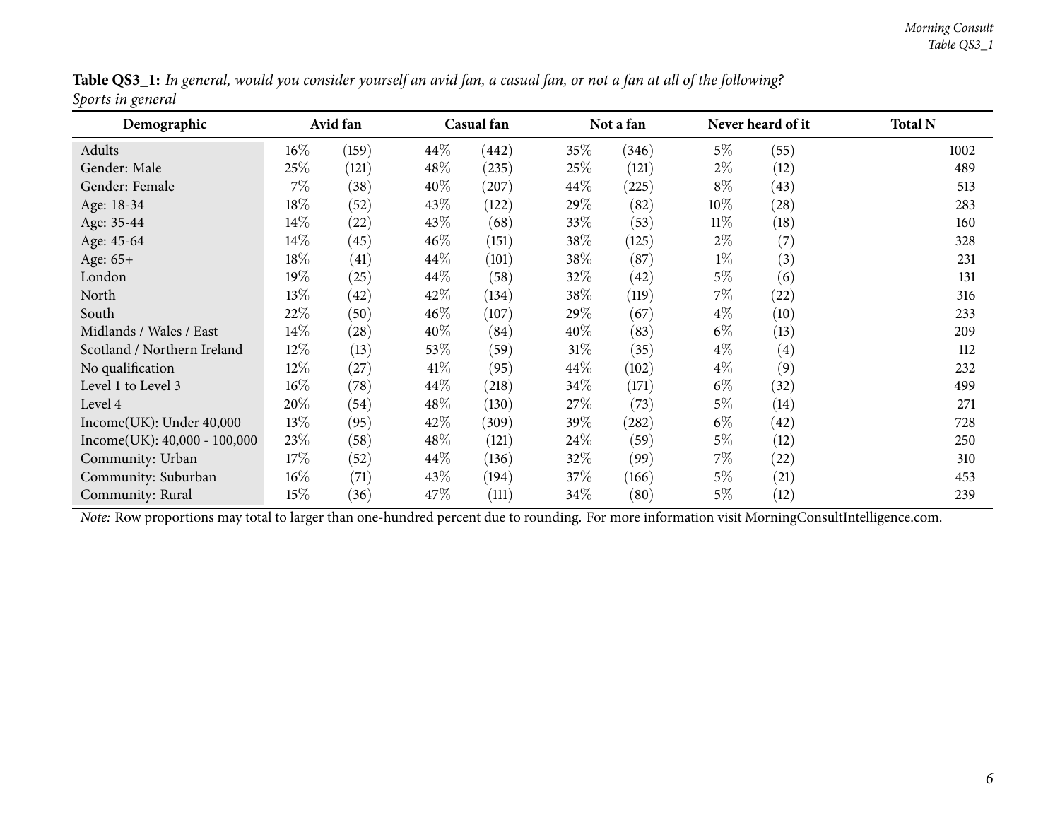**Table QS3_1:** *In general, would you consider yourself an avid fan, a casual fan, or not a fan at all of the following?*
*Sports in general*

| Demographic | Avid fan | | Casual fan | | Not a fan | | Never heard of it | | Total N |
|---|---|---|---|---|---|---|---|---|---|
| Adults | 16% | (159) | 44% | (442) | 35% | (346) | 5% | (55) | 1002 |
| Gender: Male | 25% | (121) | 48% | (235) | 25% | (121) | 2% | (12) | 489 |
| Gender: Female | 7% | (38) | 40% | (207) | 44% | (225) | 8% | (43) | 513 |
| Age: 18-34 | 18% | (52) | 43% | (122) | 29% | (82) | 10% | (28) | 283 |
| Age: 35-44 | 14% | (22) | 43% | (68) | 33% | (53) | 11% | (18) | 160 |
| Age: 45-64 | 14% | (45) | 46% | (151) | 38% | (125) | 2% | (7) | 328 |
| Age: 65+ | 18% | (41) | 44% | (101) | 38% | (87) | 1% | (3) | 231 |
| London | 19% | (25) | 44% | (58) | 32% | (42) | 5% | (6) | 131 |
| North | 13% | (42) | 42% | (134) | 38% | (119) | 7% | (22) | 316 |
| South | 22% | (50) | 46% | (107) | 29% | (67) | 4% | (10) | 233 |
| Midlands / Wales / East | 14% | (28) | 40% | (84) | 40% | (83) | 6% | (13) | 209 |
| Scotland / Northern Ireland | 12% | (13) | 53% | (59) | 31% | (35) | 4% | (4) | 112 |
| No qualification | 12% | (27) | 41% | (95) | 44% | (102) | 4% | (9) | 232 |
| Level 1 to Level 3 | 16% | (78) | 44% | (218) | 34% | (171) | 6% | (32) | 499 |
| Level 4 | 20% | (54) | 48% | (130) | 27% | (73) | 5% | (14) | 271 |
| Income(UK): Under 40,000 | 13% | (95) | 42% | (309) | 39% | (282) | 6% | (42) | 728 |
| Income(UK): 40,000 - 100,000 | 23% | (58) | 48% | (121) | 24% | (59) | 5% | (12) | 250 |
| Community: Urban | 17% | (52) | 44% | (136) | 32% | (99) | 7% | (22) | 310 |
| Community: Suburban | 16% | (71) | 43% | (194) | 37% | (166) | 5% | (21) | 453 |
| Community: Rural | 15% | (36) | 47% | (111) | 34% | (80) | 5% | (12) | 239 |

*Note:* Row proportions may total to larger than one-hundred percent due to rounding. For more information visit MorningConsultIntelligence.com.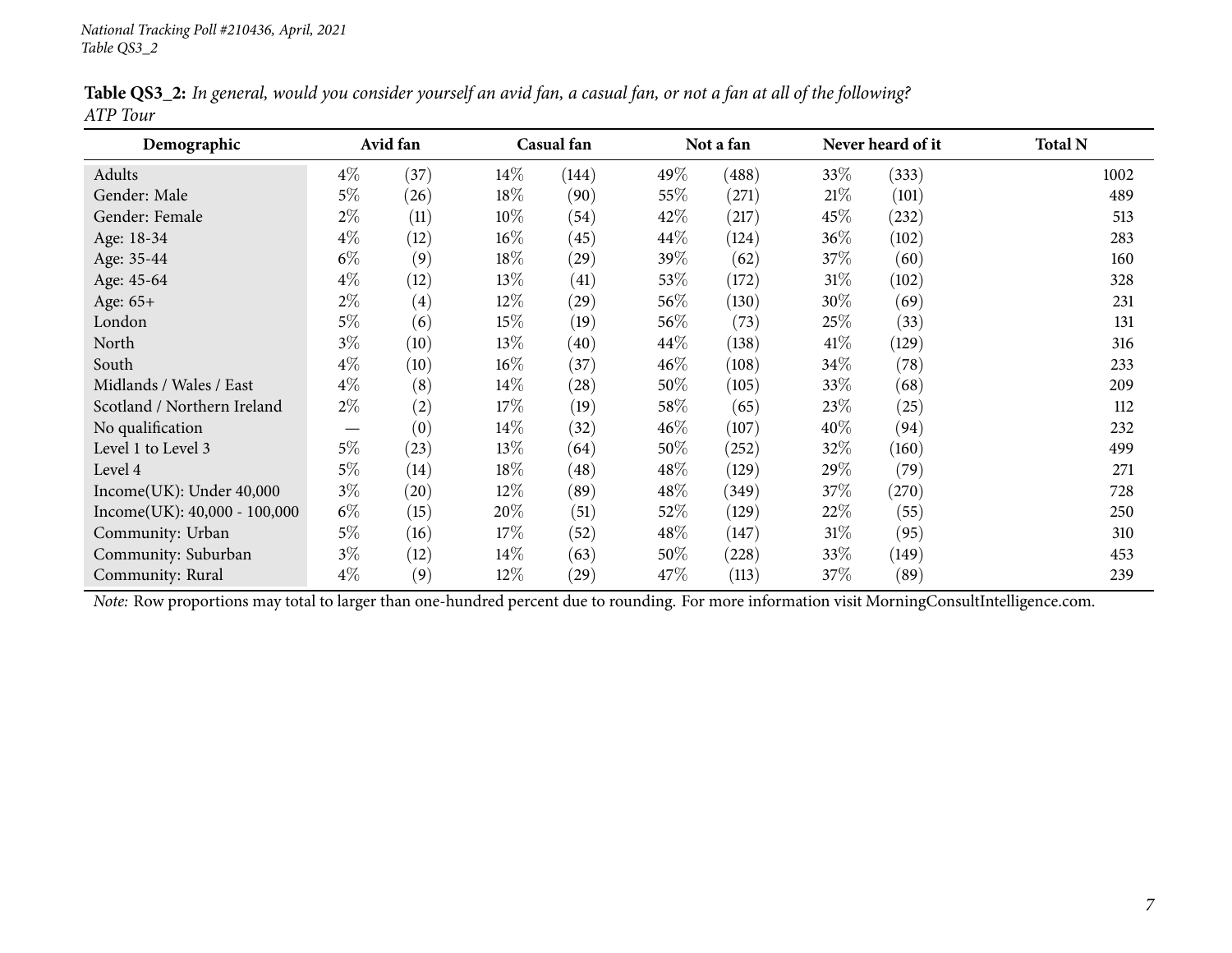*National Tracking Poll #210436, April, 2021*
*Table QS3_2*

**Table QS3_2:** *In general, would you consider yourself an avid fan, a casual fan, or not a fan at all of the following?*
*ATP Tour*

| Demographic | Avid fan | | Casual fan | | Not a fan | | Never heard of it | | Total N |
|---|---|---|---|---|---|---|---|---|---|
| Adults | 4% | (37) | 14% | (144) | 49% | (488) | 33% | (333) | 1002 |
| Gender: Male | 5% | (26) | 18% | (90) | 55% | (271) | 21% | (101) | 489 |
| Gender: Female | 2% | (11) | 10% | (54) | 42% | (217) | 45% | (232) | 513 |
| Age: 18-34 | 4% | (12) | 16% | (45) | 44% | (124) | 36% | (102) | 283 |
| Age: 35-44 | 6% | (9) | 18% | (29) | 39% | (62) | 37% | (60) | 160 |
| Age: 45-64 | 4% | (12) | 13% | (41) | 53% | (172) | 31% | (102) | 328 |
| Age: 65+ | 2% | (4) | 12% | (29) | 56% | (130) | 30% | (69) | 231 |
| London | 5% | (6) | 15% | (19) | 56% | (73) | 25% | (33) | 131 |
| North | 3% | (10) | 13% | (40) | 44% | (138) | 41% | (129) | 316 |
| South | 4% | (10) | 16% | (37) | 46% | (108) | 34% | (78) | 233 |
| Midlands / Wales / East | 4% | (8) | 14% | (28) | 50% | (105) | 33% | (68) | 209 |
| Scotland / Northern Ireland | 2% | (2) | 17% | (19) | 58% | (65) | 23% | (25) | 112 |
| No qualification | — | (0) | 14% | (32) | 46% | (107) | 40% | (94) | 232 |
| Level 1 to Level 3 | 5% | (23) | 13% | (64) | 50% | (252) | 32% | (160) | 499 |
| Level 4 | 5% | (14) | 18% | (48) | 48% | (129) | 29% | (79) | 271 |
| Income(UK): Under 40,000 | 3% | (20) | 12% | (89) | 48% | (349) | 37% | (270) | 728 |
| Income(UK): 40,000 - 100,000 | 6% | (15) | 20% | (51) | 52% | (129) | 22% | (55) | 250 |
| Community: Urban | 5% | (16) | 17% | (52) | 48% | (147) | 31% | (95) | 310 |
| Community: Suburban | 3% | (12) | 14% | (63) | 50% | (228) | 33% | (149) | 453 |
| Community: Rural | 4% | (9) | 12% | (29) | 47% | (113) | 37% | (89) | 239 |

*Note:* Row proportions may total to larger than one-hundred percent due to rounding. For more information visit MorningConsultIntelligence.com.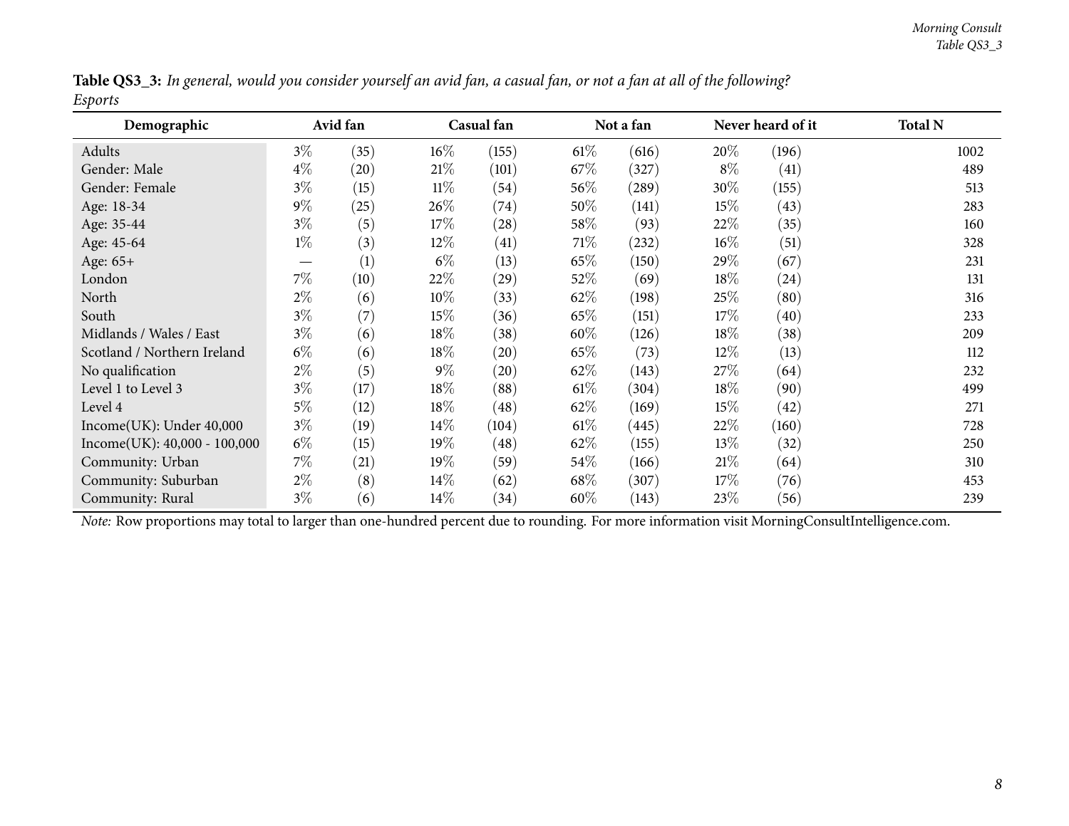**Table QS3_3:** *In general, would you consider yourself an avid fan, a casual fan, or not a fan at all of the following? Esports*

| Demographic | Avid fan | | Casual fan | | Not a fan | | Never heard of it | | Total N |
|---|---|---|---|---|---|---|---|---|---|
| Adults | 3% | (35) | 16% | (155) | 61% | (616) | 20% | (196) | 1002 |
| Gender: Male | 4% | (20) | 21% | (101) | 67% | (327) | 8% | (41) | 489 |
| Gender: Female | 3% | (15) | 11% | (54) | 56% | (289) | 30% | (155) | 513 |
| Age: 18-34 | 9% | (25) | 26% | (74) | 50% | (141) | 15% | (43) | 283 |
| Age: 35-44 | 3% | (5) | 17% | (28) | 58% | (93) | 22% | (35) | 160 |
| Age: 45-64 | 1% | (3) | 12% | (41) | 71% | (232) | 16% | (51) | 328 |
| Age: 65+ | — | (1) | 6% | (13) | 65% | (150) | 29% | (67) | 231 |
| London | 7% | (10) | 22% | (29) | 52% | (69) | 18% | (24) | 131 |
| North | 2% | (6) | 10% | (33) | 62% | (198) | 25% | (80) | 316 |
| South | 3% | (7) | 15% | (36) | 65% | (151) | 17% | (40) | 233 |
| Midlands / Wales / East | 3% | (6) | 18% | (38) | 60% | (126) | 18% | (38) | 209 |
| Scotland / Northern Ireland | 6% | (6) | 18% | (20) | 65% | (73) | 12% | (13) | 112 |
| No qualification | 2% | (5) | 9% | (20) | 62% | (143) | 27% | (64) | 232 |
| Level 1 to Level 3 | 3% | (17) | 18% | (88) | 61% | (304) | 18% | (90) | 499 |
| Level 4 | 5% | (12) | 18% | (48) | 62% | (169) | 15% | (42) | 271 |
| Income(UK): Under 40,000 | 3% | (19) | 14% | (104) | 61% | (445) | 22% | (160) | 728 |
| Income(UK): 40,000 - 100,000 | 6% | (15) | 19% | (48) | 62% | (155) | 13% | (32) | 250 |
| Community: Urban | 7% | (21) | 19% | (59) | 54% | (166) | 21% | (64) | 310 |
| Community: Suburban | 2% | (8) | 14% | (62) | 68% | (307) | 17% | (76) | 453 |
| Community: Rural | 3% | (6) | 14% | (34) | 60% | (143) | 23% | (56) | 239 |

*Note:* Row proportions may total to larger than one-hundred percent due to rounding. For more information visit MorningConsultIntelligence.com.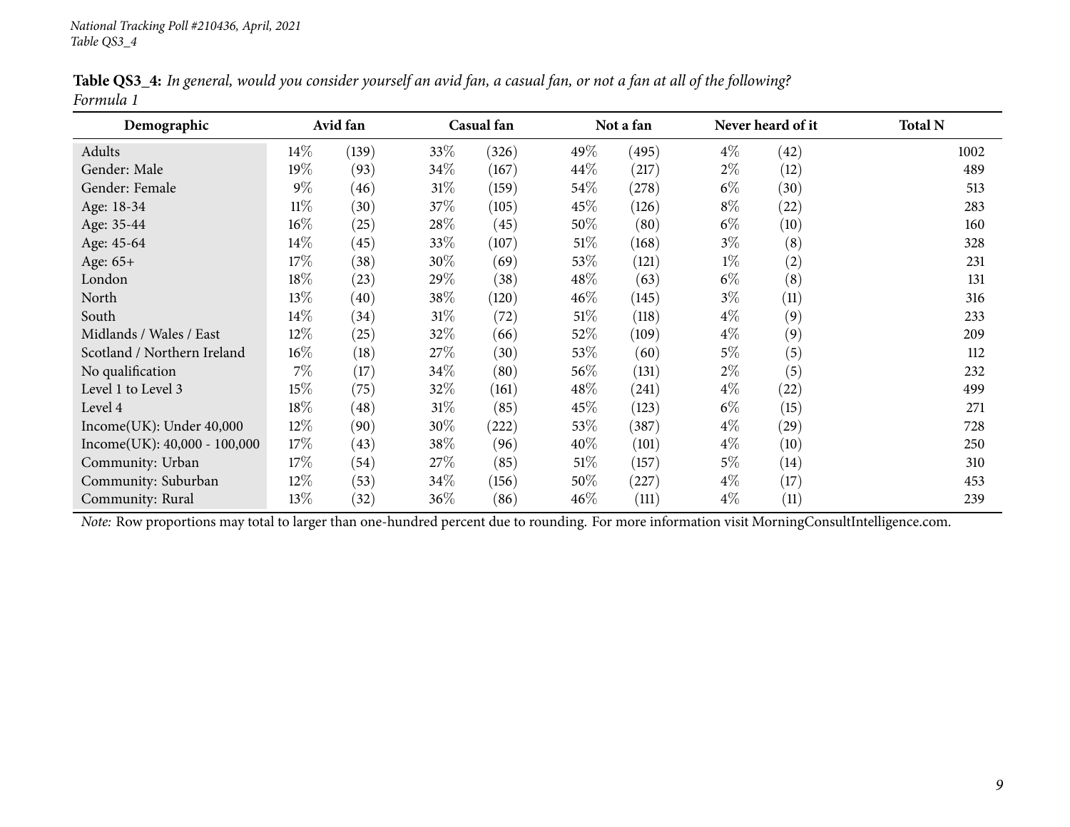*National Tracking Poll #210436, April, 2021*
*Table QS3_4*

**Table QS3_4:** *In general, would you consider yourself an avid fan, a casual fan, or not a fan at all of the following?*
*Formula 1*

| Demographic | Avid fan | | Casual fan | | Not a fan | | Never heard of it | | Total N |
|---|---|---|---|---|---|---|---|---|---|
| Adults | 14% | (139) | 33% | (326) | 49% | (495) | 4% | (42) | 1002 |
| Gender: Male | 19% | (93) | 34% | (167) | 44% | (217) | 2% | (12) | 489 |
| Gender: Female | 9% | (46) | 31% | (159) | 54% | (278) | 6% | (30) | 513 |
| Age: 18-34 | 11% | (30) | 37% | (105) | 45% | (126) | 8% | (22) | 283 |
| Age: 35-44 | 16% | (25) | 28% | (45) | 50% | (80) | 6% | (10) | 160 |
| Age: 45-64 | 14% | (45) | 33% | (107) | 51% | (168) | 3% | (8) | 328 |
| Age: 65+ | 17% | (38) | 30% | (69) | 53% | (121) | 1% | (2) | 231 |
| London | 18% | (23) | 29% | (38) | 48% | (63) | 6% | (8) | 131 |
| North | 13% | (40) | 38% | (120) | 46% | (145) | 3% | (11) | 316 |
| South | 14% | (34) | 31% | (72) | 51% | (118) | 4% | (9) | 233 |
| Midlands / Wales / East | 12% | (25) | 32% | (66) | 52% | (109) | 4% | (9) | 209 |
| Scotland / Northern Ireland | 16% | (18) | 27% | (30) | 53% | (60) | 5% | (5) | 112 |
| No qualification | 7% | (17) | 34% | (80) | 56% | (131) | 2% | (5) | 232 |
| Level 1 to Level 3 | 15% | (75) | 32% | (161) | 48% | (241) | 4% | (22) | 499 |
| Level 4 | 18% | (48) | 31% | (85) | 45% | (123) | 6% | (15) | 271 |
| Income(UK): Under 40,000 | 12% | (90) | 30% | (222) | 53% | (387) | 4% | (29) | 728 |
| Income(UK): 40,000 - 100,000 | 17% | (43) | 38% | (96) | 40% | (101) | 4% | (10) | 250 |
| Community: Urban | 17% | (54) | 27% | (85) | 51% | (157) | 5% | (14) | 310 |
| Community: Suburban | 12% | (53) | 34% | (156) | 50% | (227) | 4% | (17) | 453 |
| Community: Rural | 13% | (32) | 36% | (86) | 46% | (111) | 4% | (11) | 239 |

*Note:* Row proportions may total to larger than one-hundred percent due to rounding. For more information visit MorningConsultIntelligence.com.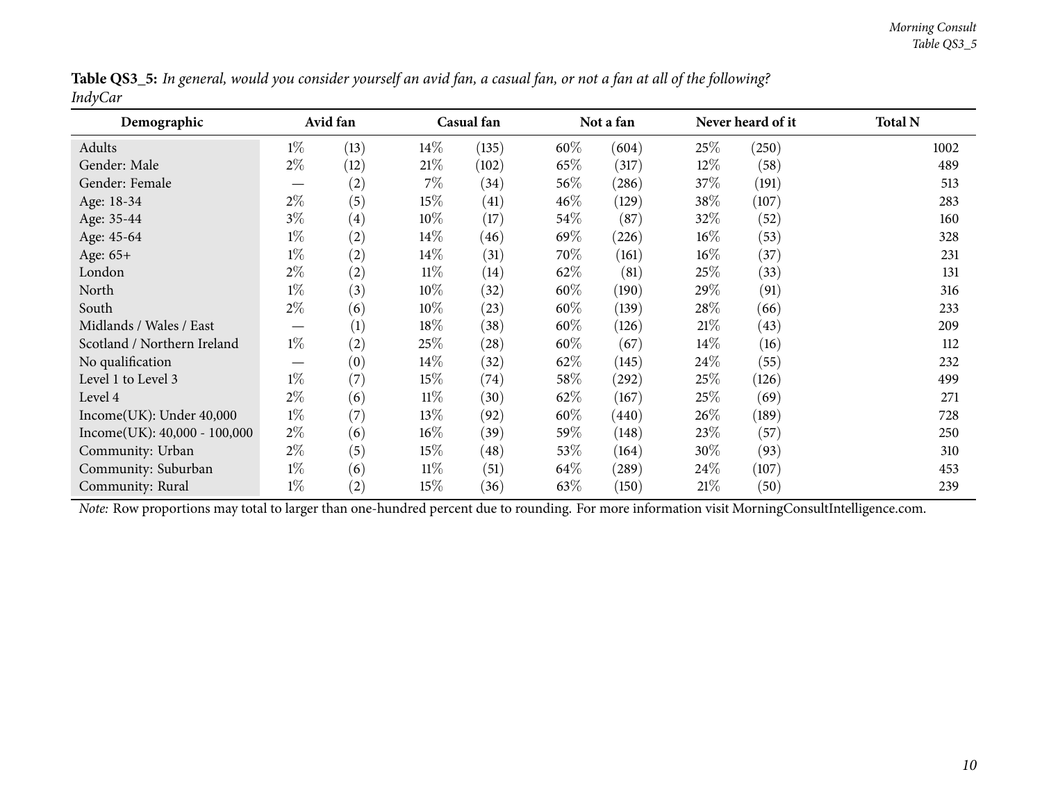**Table QS3_5:** *In general, would you consider yourself an avid fan, a casual fan, or not a fan at all of the following? IndyCar*

| Demographic | Avid fan | | Casual fan | | Not a fan | | Never heard of it | | Total N |
|---|---|---|---|---|---|---|---|---|---|
| Adults | 1% | (13) | 14% | (135) | 60% | (604) | 25% | (250) | 1002 |
| Gender: Male | 2% | (12) | 21% | (102) | 65% | (317) | 12% | (58) | 489 |
| Gender: Female | — | (2) | 7% | (34) | 56% | (286) | 37% | (191) | 513 |
| Age: 18-34 | 2% | (5) | 15% | (41) | 46% | (129) | 38% | (107) | 283 |
| Age: 35-44 | 3% | (4) | 10% | (17) | 54% | (87) | 32% | (52) | 160 |
| Age: 45-64 | 1% | (2) | 14% | (46) | 69% | (226) | 16% | (53) | 328 |
| Age: 65+ | 1% | (2) | 14% | (31) | 70% | (161) | 16% | (37) | 231 |
| London | 2% | (2) | 11% | (14) | 62% | (81) | 25% | (33) | 131 |
| North | 1% | (3) | 10% | (32) | 60% | (190) | 29% | (91) | 316 |
| South | 2% | (6) | 10% | (23) | 60% | (139) | 28% | (66) | 233 |
| Midlands / Wales / East | — | (1) | 18% | (38) | 60% | (126) | 21% | (43) | 209 |
| Scotland / Northern Ireland | 1% | (2) | 25% | (28) | 60% | (67) | 14% | (16) | 112 |
| No qualification | — | (0) | 14% | (32) | 62% | (145) | 24% | (55) | 232 |
| Level 1 to Level 3 | 1% | (7) | 15% | (74) | 58% | (292) | 25% | (126) | 499 |
| Level 4 | 2% | (6) | 11% | (30) | 62% | (167) | 25% | (69) | 271 |
| Income(UK): Under 40,000 | 1% | (7) | 13% | (92) | 60% | (440) | 26% | (189) | 728 |
| Income(UK): 40,000 - 100,000 | 2% | (6) | 16% | (39) | 59% | (148) | 23% | (57) | 250 |
| Community: Urban | 2% | (5) | 15% | (48) | 53% | (164) | 30% | (93) | 310 |
| Community: Suburban | 1% | (6) | 11% | (51) | 64% | (289) | 24% | (107) | 453 |
| Community: Rural | 1% | (2) | 15% | (36) | 63% | (150) | 21% | (50) | 239 |

*Note:* Row proportions may total to larger than one-hundred percent due to rounding. For more information visit MorningConsultIntelligence.com.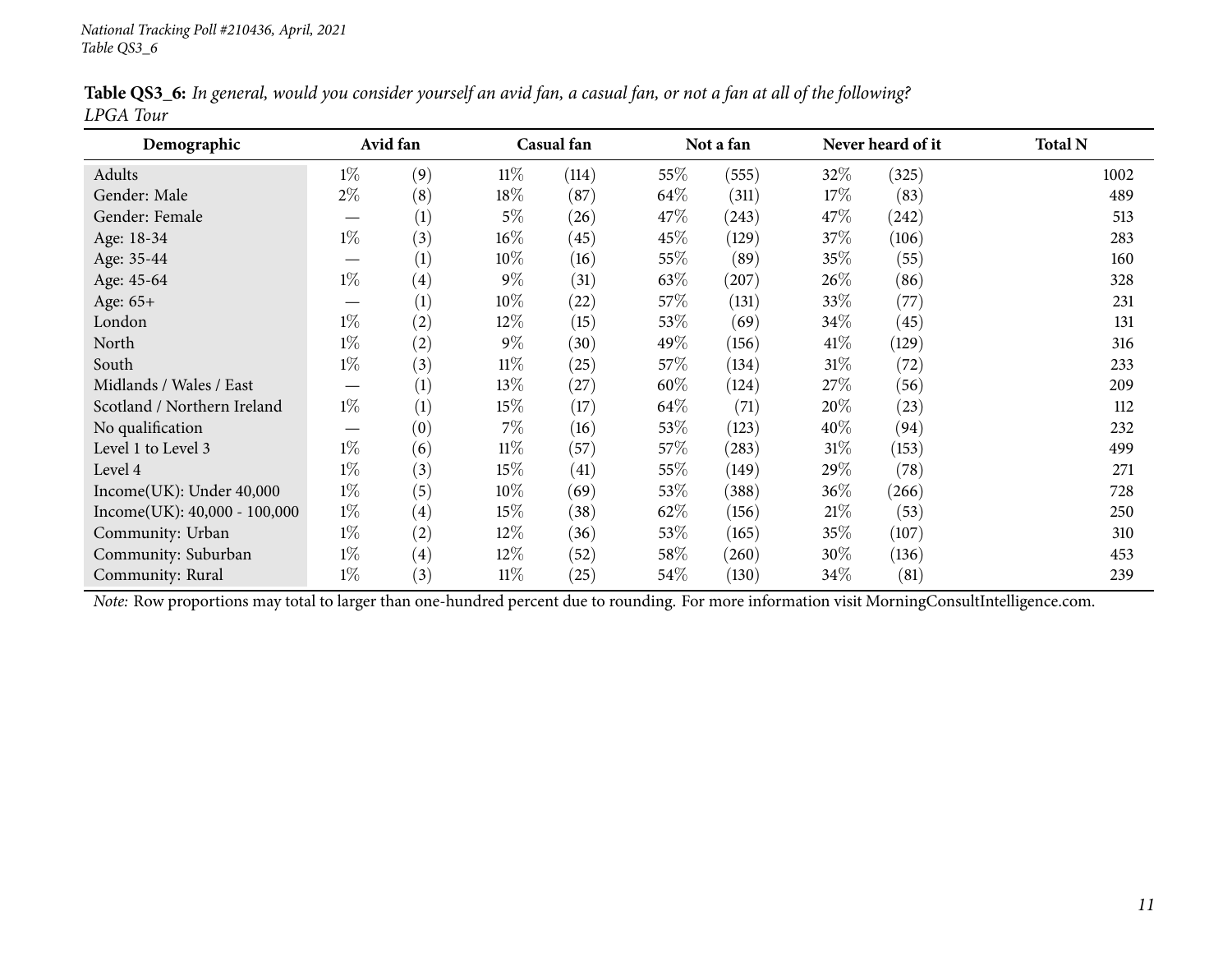National Tracking Poll #210436, April, 2021
Table QS3_6

**Table QS3_6:** *In general, would you consider yourself an avid fan, a casual fan, or not a fan at all of the following? LPGA Tour*

| Demographic | Avid fan | | Casual fan | | Not a fan | | Never heard of it | | Total N |
|---|---|---|---|---|---|---|---|---|---|
| Adults | 1% | (9) | 11% | (114) | 55% | (555) | 32% | (325) | 1002 |
| Gender: Male | 2% | (8) | 18% | (87) | 64% | (311) | 17% | (83) | 489 |
| Gender: Female | — | (1) | 5% | (26) | 47% | (243) | 47% | (242) | 513 |
| Age: 18-34 | 1% | (3) | 16% | (45) | 45% | (129) | 37% | (106) | 283 |
| Age: 35-44 | — | (1) | 10% | (16) | 55% | (89) | 35% | (55) | 160 |
| Age: 45-64 | 1% | (4) | 9% | (31) | 63% | (207) | 26% | (86) | 328 |
| Age: 65+ | — | (1) | 10% | (22) | 57% | (131) | 33% | (77) | 231 |
| London | 1% | (2) | 12% | (15) | 53% | (69) | 34% | (45) | 131 |
| North | 1% | (2) | 9% | (30) | 49% | (156) | 41% | (129) | 316 |
| South | 1% | (3) | 11% | (25) | 57% | (134) | 31% | (72) | 233 |
| Midlands / Wales / East | — | (1) | 13% | (27) | 60% | (124) | 27% | (56) | 209 |
| Scotland / Northern Ireland | 1% | (1) | 15% | (17) | 64% | (71) | 20% | (23) | 112 |
| No qualification | — | (0) | 7% | (16) | 53% | (123) | 40% | (94) | 232 |
| Level 1 to Level 3 | 1% | (6) | 11% | (57) | 57% | (283) | 31% | (153) | 499 |
| Level 4 | 1% | (3) | 15% | (41) | 55% | (149) | 29% | (78) | 271 |
| Income(UK): Under 40,000 | 1% | (5) | 10% | (69) | 53% | (388) | 36% | (266) | 728 |
| Income(UK): 40,000 - 100,000 | 1% | (4) | 15% | (38) | 62% | (156) | 21% | (53) | 250 |
| Community: Urban | 1% | (2) | 12% | (36) | 53% | (165) | 35% | (107) | 310 |
| Community: Suburban | 1% | (4) | 12% | (52) | 58% | (260) | 30% | (136) | 453 |
| Community: Rural | 1% | (3) | 11% | (25) | 54% | (130) | 34% | (81) | 239 |

*Note:* Row proportions may total to larger than one-hundred percent due to rounding. For more information visit MorningConsultIntelligence.com.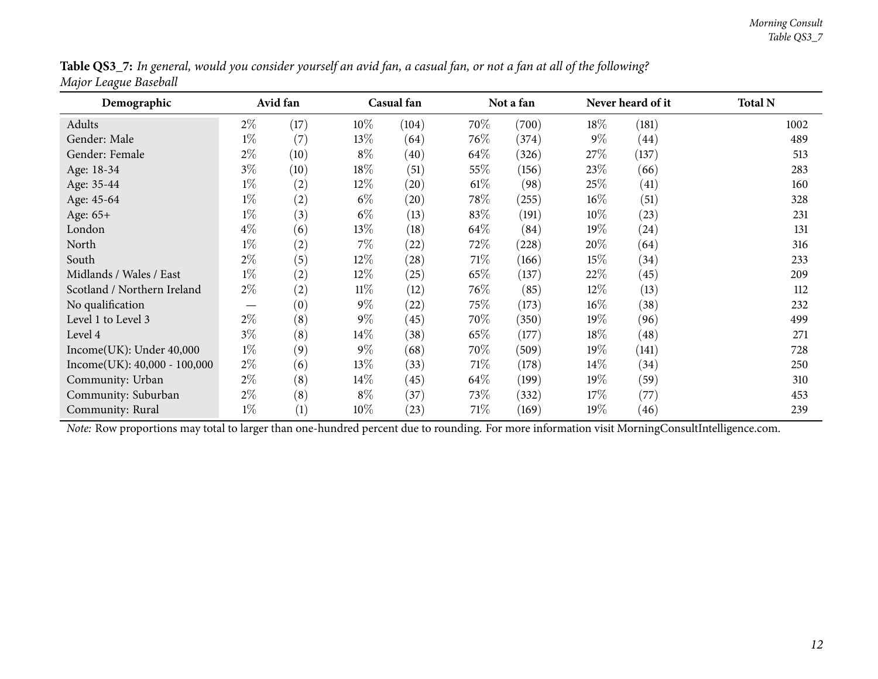**Table QS3_7:** *In general, would you consider yourself an avid fan, a casual fan, or not a fan at all of the following? Major League Baseball*

| Demographic | Avid fan | | Casual fan | | Not a fan | | Never heard of it | | Total N |
|---|---|---|---|---|---|---|---|---|---|
| Adults | 2% | (17) | 10% | (104) | 70% | (700) | 18% | (181) | 1002 |
| Gender: Male | 1% | (7) | 13% | (64) | 76% | (374) | 9% | (44) | 489 |
| Gender: Female | 2% | (10) | 8% | (40) | 64% | (326) | 27% | (137) | 513 |
| Age: 18-34 | 3% | (10) | 18% | (51) | 55% | (156) | 23% | (66) | 283 |
| Age: 35-44 | 1% | (2) | 12% | (20) | 61% | (98) | 25% | (41) | 160 |
| Age: 45-64 | 1% | (2) | 6% | (20) | 78% | (255) | 16% | (51) | 328 |
| Age: 65+ | 1% | (3) | 6% | (13) | 83% | (191) | 10% | (23) | 231 |
| London | 4% | (6) | 13% | (18) | 64% | (84) | 19% | (24) | 131 |
| North | 1% | (2) | 7% | (22) | 72% | (228) | 20% | (64) | 316 |
| South | 2% | (5) | 12% | (28) | 71% | (166) | 15% | (34) | 233 |
| Midlands / Wales / East | 1% | (2) | 12% | (25) | 65% | (137) | 22% | (45) | 209 |
| Scotland / Northern Ireland | 2% | (2) | 11% | (12) | 76% | (85) | 12% | (13) | 112 |
| No qualification | — | (0) | 9% | (22) | 75% | (173) | 16% | (38) | 232 |
| Level 1 to Level 3 | 2% | (8) | 9% | (45) | 70% | (350) | 19% | (96) | 499 |
| Level 4 | 3% | (8) | 14% | (38) | 65% | (177) | 18% | (48) | 271 |
| Income(UK): Under 40,000 | 1% | (9) | 9% | (68) | 70% | (509) | 19% | (141) | 728 |
| Income(UK): 40,000 - 100,000 | 2% | (6) | 13% | (33) | 71% | (178) | 14% | (34) | 250 |
| Community: Urban | 2% | (8) | 14% | (45) | 64% | (199) | 19% | (59) | 310 |
| Community: Suburban | 2% | (8) | 8% | (37) | 73% | (332) | 17% | (77) | 453 |
| Community: Rural | 1% | (1) | 10% | (23) | 71% | (169) | 19% | (46) | 239 |

*Note:* Row proportions may total to larger than one-hundred percent due to rounding. For more information visit MorningConsultIntelligence.com.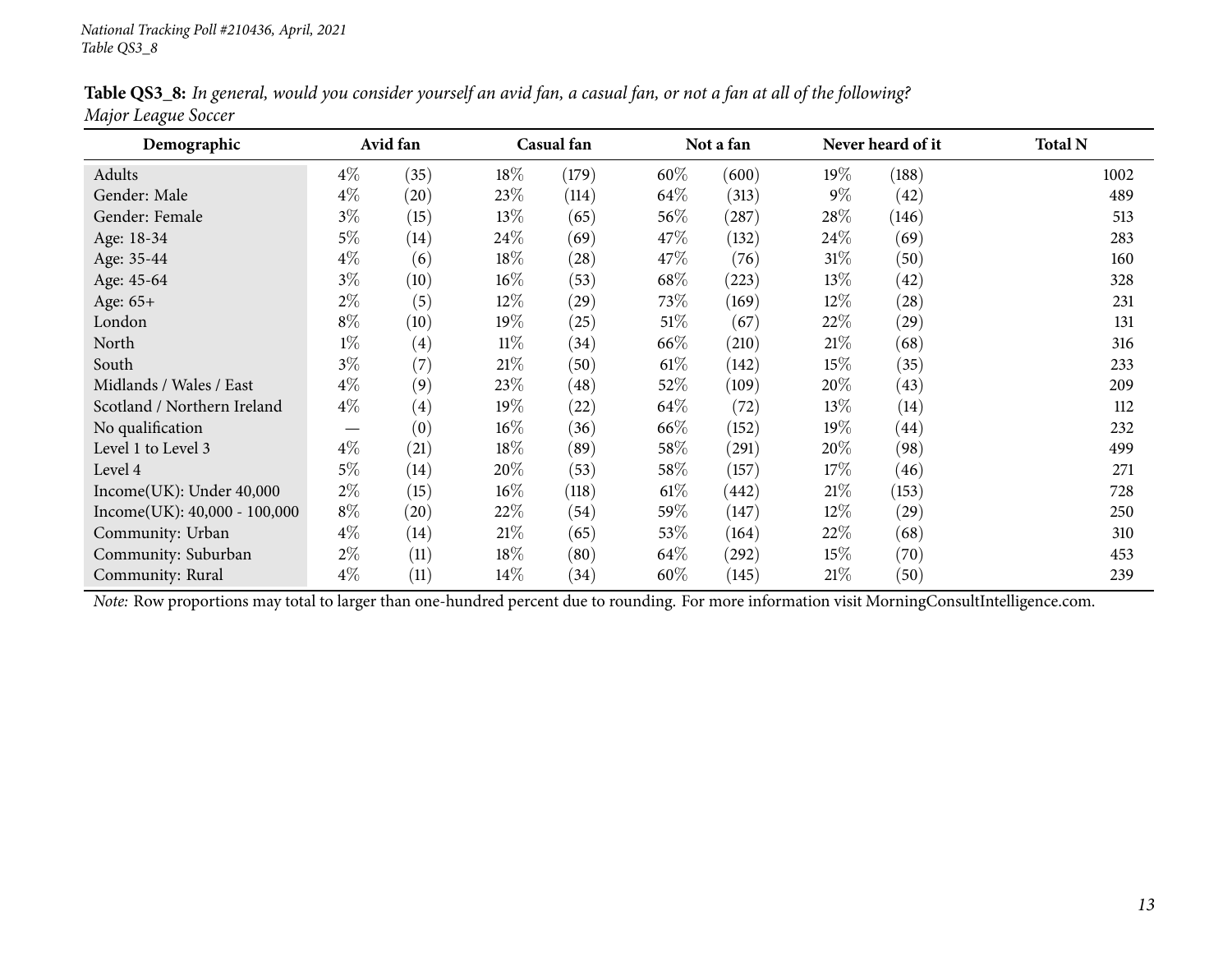*National Tracking Poll #210436, April, 2021*
*Table QS3_8*

**Table QS3_8:** *In general, would you consider yourself an avid fan, a casual fan, or not a fan at all of the following?*
*Major League Soccer*

| Demographic | Avid fan | | Casual fan | | Not a fan | | Never heard of it | | Total N |
|---|---|---|---|---|---|---|---|---|---|
| Adults | 4% | (35) | 18% | (179) | 60% | (600) | 19% | (188) | 1002 |
| Gender: Male | 4% | (20) | 23% | (114) | 64% | (313) | 9% | (42) | 489 |
| Gender: Female | 3% | (15) | 13% | (65) | 56% | (287) | 28% | (146) | 513 |
| Age: 18-34 | 5% | (14) | 24% | (69) | 47% | (132) | 24% | (69) | 283 |
| Age: 35-44 | 4% | (6) | 18% | (28) | 47% | (76) | 31% | (50) | 160 |
| Age: 45-64 | 3% | (10) | 16% | (53) | 68% | (223) | 13% | (42) | 328 |
| Age: 65+ | 2% | (5) | 12% | (29) | 73% | (169) | 12% | (28) | 231 |
| London | 8% | (10) | 19% | (25) | 51% | (67) | 22% | (29) | 131 |
| North | 1% | (4) | 11% | (34) | 66% | (210) | 21% | (68) | 316 |
| South | 3% | (7) | 21% | (50) | 61% | (142) | 15% | (35) | 233 |
| Midlands / Wales / East | 4% | (9) | 23% | (48) | 52% | (109) | 20% | (43) | 209 |
| Scotland / Northern Ireland | 4% | (4) | 19% | (22) | 64% | (72) | 13% | (14) | 112 |
| No qualification | — | (0) | 16% | (36) | 66% | (152) | 19% | (44) | 232 |
| Level 1 to Level 3 | 4% | (21) | 18% | (89) | 58% | (291) | 20% | (98) | 499 |
| Level 4 | 5% | (14) | 20% | (53) | 58% | (157) | 17% | (46) | 271 |
| Income(UK): Under 40,000 | 2% | (15) | 16% | (118) | 61% | (442) | 21% | (153) | 728 |
| Income(UK): 40,000 - 100,000 | 8% | (20) | 22% | (54) | 59% | (147) | 12% | (29) | 250 |
| Community: Urban | 4% | (14) | 21% | (65) | 53% | (164) | 22% | (68) | 310 |
| Community: Suburban | 2% | (11) | 18% | (80) | 64% | (292) | 15% | (70) | 453 |
| Community: Rural | 4% | (11) | 14% | (34) | 60% | (145) | 21% | (50) | 239 |

*Note:* Row proportions may total to larger than one-hundred percent due to rounding. For more information visit MorningConsultIntelligence.com.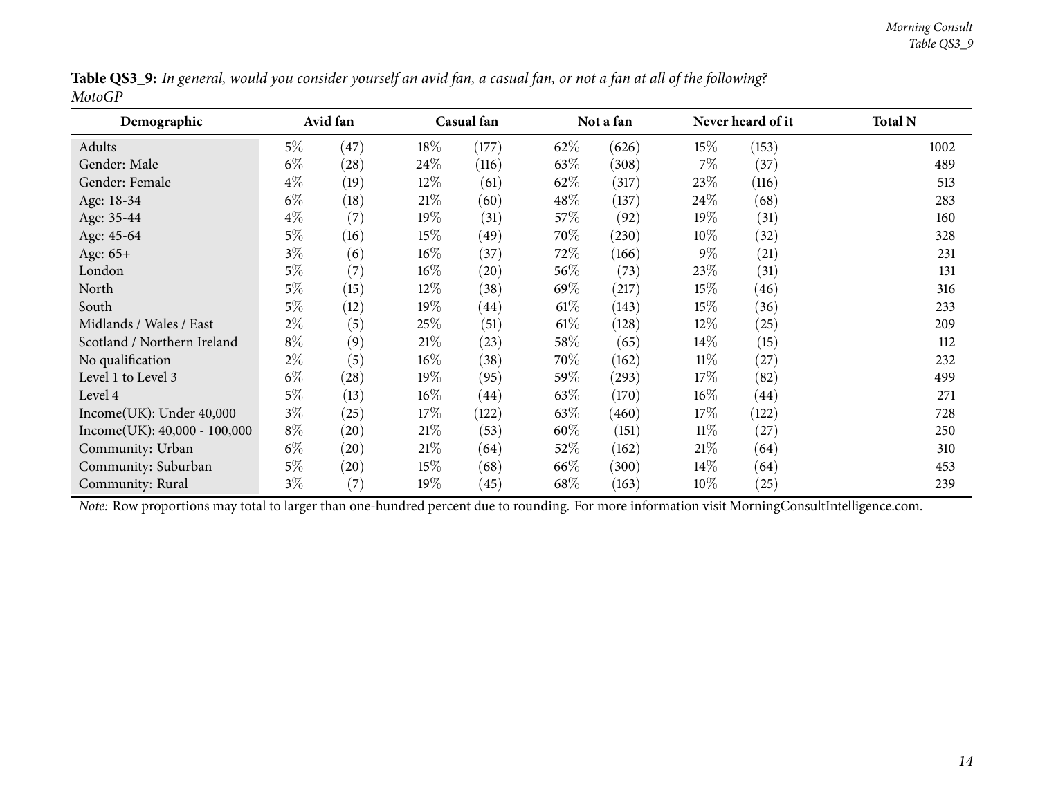**Table QS3_9:** *In general, would you consider yourself an avid fan, a casual fan, or not a fan at all of the following? MotoGP*

| Demographic | Avid fan | | Casual fan | | Not a fan | | Never heard of it | | Total N |
|---|---|---|---|---|---|---|---|---|---|
| Adults | 5% | (47) | 18% | (177) | 62% | (626) | 15% | (153) | 1002 |
| Gender: Male | 6% | (28) | 24% | (116) | 63% | (308) | 7% | (37) | 489 |
| Gender: Female | 4% | (19) | 12% | (61) | 62% | (317) | 23% | (116) | 513 |
| Age: 18-34 | 6% | (18) | 21% | (60) | 48% | (137) | 24% | (68) | 283 |
| Age: 35-44 | 4% | (7) | 19% | (31) | 57% | (92) | 19% | (31) | 160 |
| Age: 45-64 | 5% | (16) | 15% | (49) | 70% | (230) | 10% | (32) | 328 |
| Age: 65+ | 3% | (6) | 16% | (37) | 72% | (166) | 9% | (21) | 231 |
| London | 5% | (7) | 16% | (20) | 56% | (73) | 23% | (31) | 131 |
| North | 5% | (15) | 12% | (38) | 69% | (217) | 15% | (46) | 316 |
| South | 5% | (12) | 19% | (44) | 61% | (143) | 15% | (36) | 233 |
| Midlands / Wales / East | 2% | (5) | 25% | (51) | 61% | (128) | 12% | (25) | 209 |
| Scotland / Northern Ireland | 8% | (9) | 21% | (23) | 58% | (65) | 14% | (15) | 112 |
| No qualification | 2% | (5) | 16% | (38) | 70% | (162) | 11% | (27) | 232 |
| Level 1 to Level 3 | 6% | (28) | 19% | (95) | 59% | (293) | 17% | (82) | 499 |
| Level 4 | 5% | (13) | 16% | (44) | 63% | (170) | 16% | (44) | 271 |
| Income(UK): Under 40,000 | 3% | (25) | 17% | (122) | 63% | (460) | 17% | (122) | 728 |
| Income(UK): 40,000 - 100,000 | 8% | (20) | 21% | (53) | 60% | (151) | 11% | (27) | 250 |
| Community: Urban | 6% | (20) | 21% | (64) | 52% | (162) | 21% | (64) | 310 |
| Community: Suburban | 5% | (20) | 15% | (68) | 66% | (300) | 14% | (64) | 453 |
| Community: Rural | 3% | (7) | 19% | (45) | 68% | (163) | 10% | (25) | 239 |

*Note:* Row proportions may total to larger than one-hundred percent due to rounding. For more information visit MorningConsultIntelligence.com.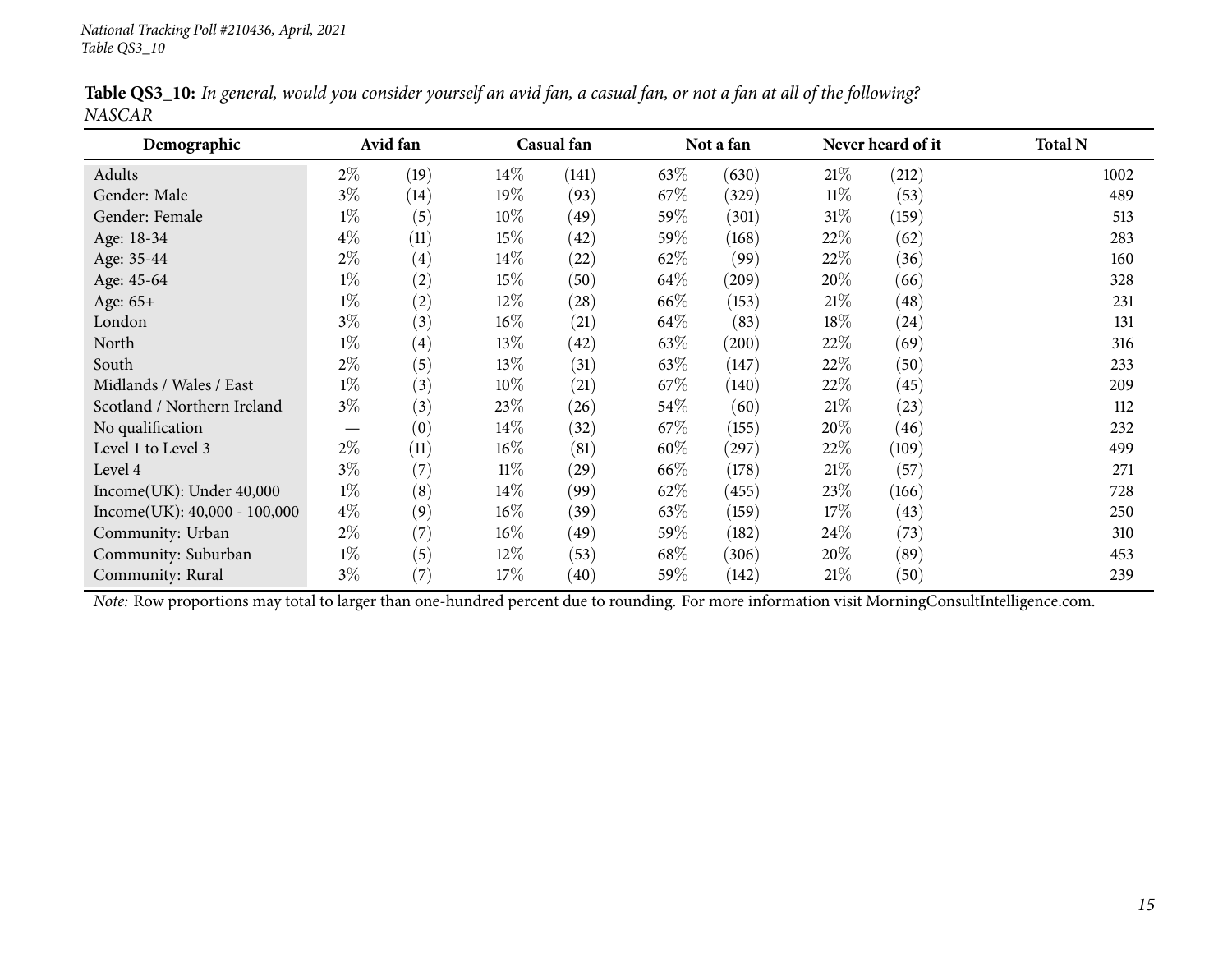**Table QS3_10:** *In general, would you consider yourself an avid fan, a casual fan, or not a fan at all of the following? NASCAR*

| Demographic | Avid fan | | Casual fan | | Not a fan | | Never heard of it | | Total N |
|---|---|---|---|---|---|---|---|---|---|
| Adults | 2% | (19) | 14% | (141) | 63% | (630) | 21% | (212) | 1002 |
| Gender: Male | 3% | (14) | 19% | (93) | 67% | (329) | 11% | (53) | 489 |
| Gender: Female | 1% | (5) | 10% | (49) | 59% | (301) | 31% | (159) | 513 |
| Age: 18-34 | 4% | (11) | 15% | (42) | 59% | (168) | 22% | (62) | 283 |
| Age: 35-44 | 2% | (4) | 14% | (22) | 62% | (99) | 22% | (36) | 160 |
| Age: 45-64 | 1% | (2) | 15% | (50) | 64% | (209) | 20% | (66) | 328 |
| Age: 65+ | 1% | (2) | 12% | (28) | 66% | (153) | 21% | (48) | 231 |
| London | 3% | (3) | 16% | (21) | 64% | (83) | 18% | (24) | 131 |
| North | 1% | (4) | 13% | (42) | 63% | (200) | 22% | (69) | 316 |
| South | 2% | (5) | 13% | (31) | 63% | (147) | 22% | (50) | 233 |
| Midlands / Wales / East | 1% | (3) | 10% | (21) | 67% | (140) | 22% | (45) | 209 |
| Scotland / Northern Ireland | 3% | (3) | 23% | (26) | 54% | (60) | 21% | (23) | 112 |
| No qualification | — | (0) | 14% | (32) | 67% | (155) | 20% | (46) | 232 |
| Level 1 to Level 3 | 2% | (11) | 16% | (81) | 60% | (297) | 22% | (109) | 499 |
| Level 4 | 3% | (7) | 11% | (29) | 66% | (178) | 21% | (57) | 271 |
| Income(UK): Under 40,000 | 1% | (8) | 14% | (99) | 62% | (455) | 23% | (166) | 728 |
| Income(UK): 40,000 - 100,000 | 4% | (9) | 16% | (39) | 63% | (159) | 17% | (43) | 250 |
| Community: Urban | 2% | (7) | 16% | (49) | 59% | (182) | 24% | (73) | 310 |
| Community: Suburban | 1% | (5) | 12% | (53) | 68% | (306) | 20% | (89) | 453 |
| Community: Rural | 3% | (7) | 17% | (40) | 59% | (142) | 21% | (50) | 239 |

*Note:* Row proportions may total to larger than one-hundred percent due to rounding. For more information visit MorningConsultIntelligence.com.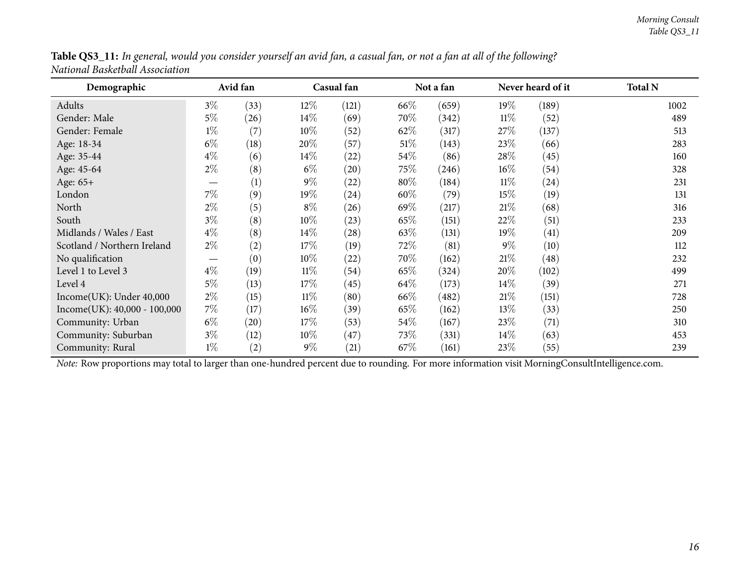**Table QS3_11:** *In general, would you consider yourself an avid fan, a casual fan, or not a fan at all of the following? National Basketball Association*

| Demographic | Avid fan | | Casual fan | | Not a fan | | Never heard of it | | Total N |
|---|---|---|---|---|---|---|---|---|---|
| Adults | 3% | (33) | 12% | (121) | 66% | (659) | 19% | (189) | 1002 |
| Gender: Male | 5% | (26) | 14% | (69) | 70% | (342) | 11% | (52) | 489 |
| Gender: Female | 1% | (7) | 10% | (52) | 62% | (317) | 27% | (137) | 513 |
| Age: 18-34 | 6% | (18) | 20% | (57) | 51% | (143) | 23% | (66) | 283 |
| Age: 35-44 | 4% | (6) | 14% | (22) | 54% | (86) | 28% | (45) | 160 |
| Age: 45-64 | 2% | (8) | 6% | (20) | 75% | (246) | 16% | (54) | 328 |
| Age: 65+ | — | (1) | 9% | (22) | 80% | (184) | 11% | (24) | 231 |
| London | 7% | (9) | 19% | (24) | 60% | (79) | 15% | (19) | 131 |
| North | 2% | (5) | 8% | (26) | 69% | (217) | 21% | (68) | 316 |
| South | 3% | (8) | 10% | (23) | 65% | (151) | 22% | (51) | 233 |
| Midlands / Wales / East | 4% | (8) | 14% | (28) | 63% | (131) | 19% | (41) | 209 |
| Scotland / Northern Ireland | 2% | (2) | 17% | (19) | 72% | (81) | 9% | (10) | 112 |
| No qualification | — | (0) | 10% | (22) | 70% | (162) | 21% | (48) | 232 |
| Level 1 to Level 3 | 4% | (19) | 11% | (54) | 65% | (324) | 20% | (102) | 499 |
| Level 4 | 5% | (13) | 17% | (45) | 64% | (173) | 14% | (39) | 271 |
| Income(UK): Under 40,000 | 2% | (15) | 11% | (80) | 66% | (482) | 21% | (151) | 728 |
| Income(UK): 40,000 - 100,000 | 7% | (17) | 16% | (39) | 65% | (162) | 13% | (33) | 250 |
| Community: Urban | 6% | (20) | 17% | (53) | 54% | (167) | 23% | (71) | 310 |
| Community: Suburban | 3% | (12) | 10% | (47) | 73% | (331) | 14% | (63) | 453 |
| Community: Rural | 1% | (2) | 9% | (21) | 67% | (161) | 23% | (55) | 239 |

*Note:* Row proportions may total to larger than one-hundred percent due to rounding. For more information visit MorningConsultIntelligence.com.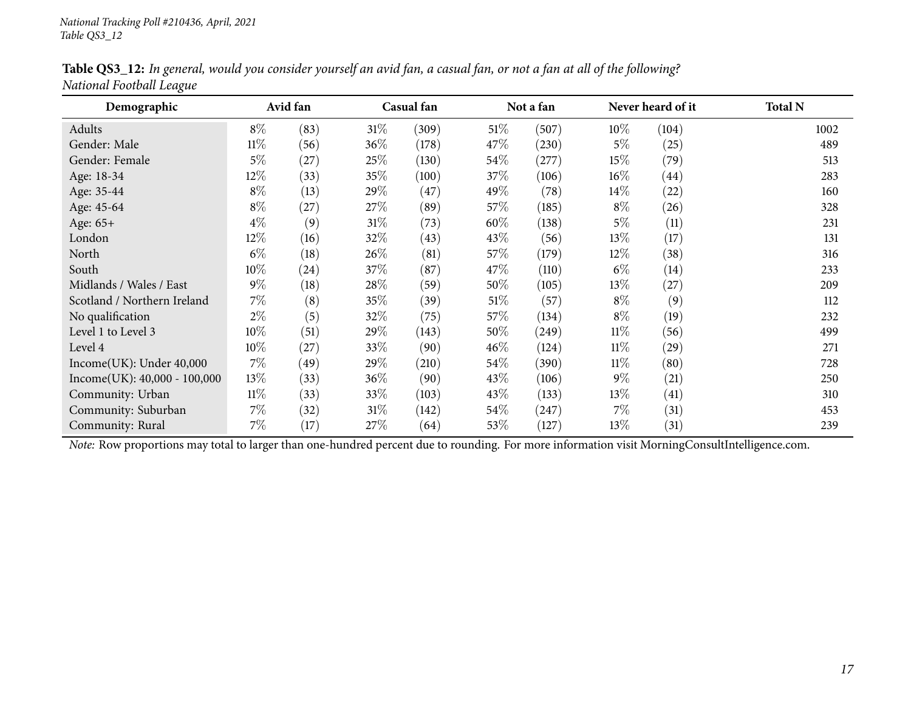*National Tracking Poll #210436, April, 2021*
*Table QS3_12*

**Table QS3_12:** *In general, would you consider yourself an avid fan, a casual fan, or not a fan at all of the following? National Football League*

| Demographic | Avid fan | | Casual fan | | Not a fan | | Never heard of it | | Total N |
|---|---|---|---|---|---|---|---|---|---|
| Adults | 8% | (83) | 31% | (309) | 51% | (507) | 10% | (104) | 1002 |
| Gender: Male | 11% | (56) | 36% | (178) | 47% | (230) | 5% | (25) | 489 |
| Gender: Female | 5% | (27) | 25% | (130) | 54% | (277) | 15% | (79) | 513 |
| Age: 18-34 | 12% | (33) | 35% | (100) | 37% | (106) | 16% | (44) | 283 |
| Age: 35-44 | 8% | (13) | 29% | (47) | 49% | (78) | 14% | (22) | 160 |
| Age: 45-64 | 8% | (27) | 27% | (89) | 57% | (185) | 8% | (26) | 328 |
| Age: 65+ | 4% | (9) | 31% | (73) | 60% | (138) | 5% | (11) | 231 |
| London | 12% | (16) | 32% | (43) | 43% | (56) | 13% | (17) | 131 |
| North | 6% | (18) | 26% | (81) | 57% | (179) | 12% | (38) | 316 |
| South | 10% | (24) | 37% | (87) | 47% | (110) | 6% | (14) | 233 |
| Midlands / Wales / East | 9% | (18) | 28% | (59) | 50% | (105) | 13% | (27) | 209 |
| Scotland / Northern Ireland | 7% | (8) | 35% | (39) | 51% | (57) | 8% | (9) | 112 |
| No qualification | 2% | (5) | 32% | (75) | 57% | (134) | 8% | (19) | 232 |
| Level 1 to Level 3 | 10% | (51) | 29% | (143) | 50% | (249) | 11% | (56) | 499 |
| Level 4 | 10% | (27) | 33% | (90) | 46% | (124) | 11% | (29) | 271 |
| Income(UK): Under 40,000 | 7% | (49) | 29% | (210) | 54% | (390) | 11% | (80) | 728 |
| Income(UK): 40,000 - 100,000 | 13% | (33) | 36% | (90) | 43% | (106) | 9% | (21) | 250 |
| Community: Urban | 11% | (33) | 33% | (103) | 43% | (133) | 13% | (41) | 310 |
| Community: Suburban | 7% | (32) | 31% | (142) | 54% | (247) | 7% | (31) | 453 |
| Community: Rural | 7% | (17) | 27% | (64) | 53% | (127) | 13% | (31) | 239 |

*Note:* Row proportions may total to larger than one-hundred percent due to rounding. For more information visit MorningConsultIntelligence.com.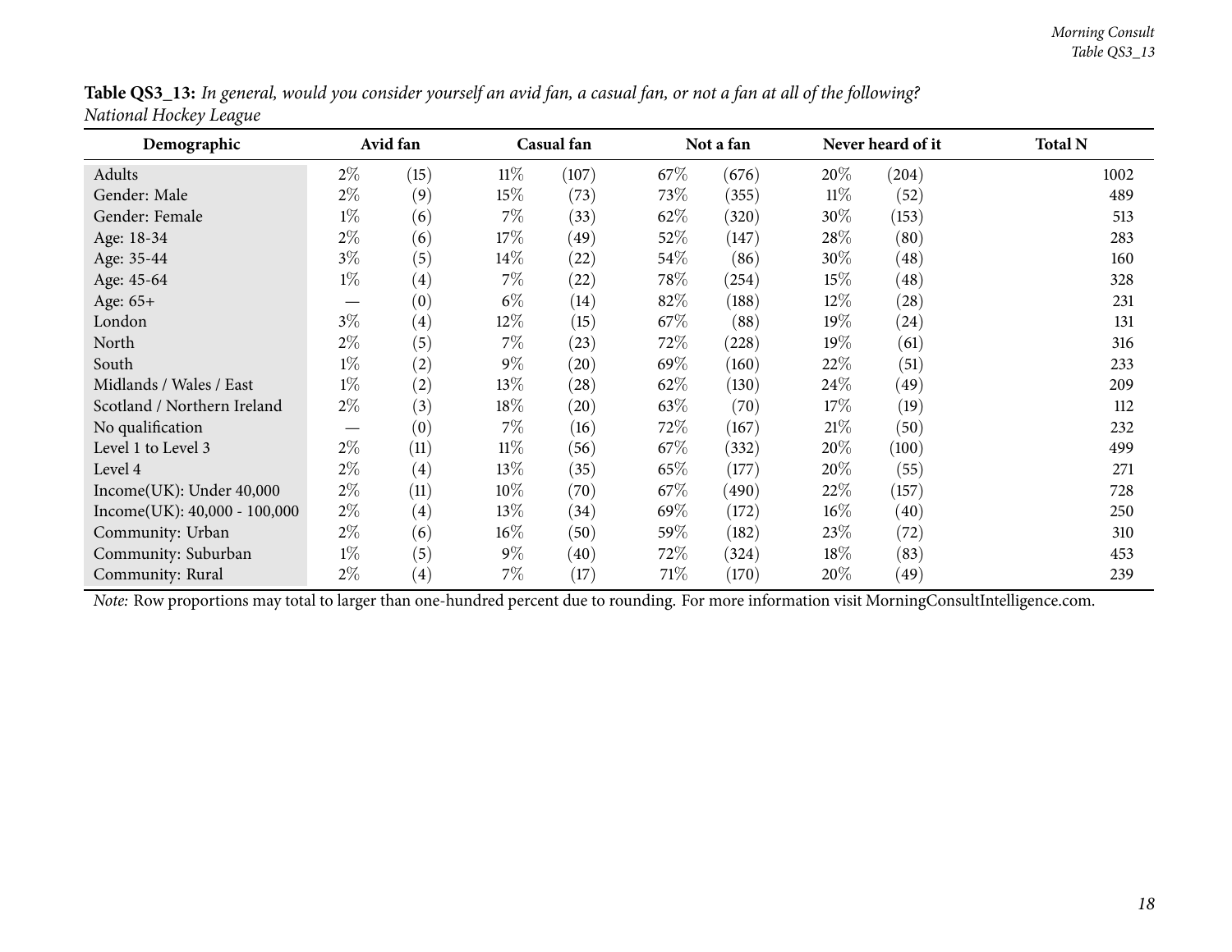**Table QS3_13:** *In general, would you consider yourself an avid fan, a casual fan, or not a fan at all of the following?*
*National Hockey League*

| Demographic | Avid fan | | Casual fan | | Not a fan | | Never heard of it | | Total N |
|---|---|---|---|---|---|---|---|---|---|
| Adults | 2% | (15) | 11% | (107) | 67% | (676) | 20% | (204) | 1002 |
| Gender: Male | 2% | (9) | 15% | (73) | 73% | (355) | 11% | (52) | 489 |
| Gender: Female | 1% | (6) | 7% | (33) | 62% | (320) | 30% | (153) | 513 |
| Age: 18-34 | 2% | (6) | 17% | (49) | 52% | (147) | 28% | (80) | 283 |
| Age: 35-44 | 3% | (5) | 14% | (22) | 54% | (86) | 30% | (48) | 160 |
| Age: 45-64 | 1% | (4) | 7% | (22) | 78% | (254) | 15% | (48) | 328 |
| Age: 65+ | — | (0) | 6% | (14) | 82% | (188) | 12% | (28) | 231 |
| London | 3% | (4) | 12% | (15) | 67% | (88) | 19% | (24) | 131 |
| North | 2% | (5) | 7% | (23) | 72% | (228) | 19% | (61) | 316 |
| South | 1% | (2) | 9% | (20) | 69% | (160) | 22% | (51) | 233 |
| Midlands / Wales / East | 1% | (2) | 13% | (28) | 62% | (130) | 24% | (49) | 209 |
| Scotland / Northern Ireland | 2% | (3) | 18% | (20) | 63% | (70) | 17% | (19) | 112 |
| No qualification | — | (0) | 7% | (16) | 72% | (167) | 21% | (50) | 232 |
| Level 1 to Level 3 | 2% | (11) | 11% | (56) | 67% | (332) | 20% | (100) | 499 |
| Level 4 | 2% | (4) | 13% | (35) | 65% | (177) | 20% | (55) | 271 |
| Income(UK): Under 40,000 | 2% | (11) | 10% | (70) | 67% | (490) | 22% | (157) | 728 |
| Income(UK): 40,000 - 100,000 | 2% | (4) | 13% | (34) | 69% | (172) | 16% | (40) | 250 |
| Community: Urban | 2% | (6) | 16% | (50) | 59% | (182) | 23% | (72) | 310 |
| Community: Suburban | 1% | (5) | 9% | (40) | 72% | (324) | 18% | (83) | 453 |
| Community: Rural | 2% | (4) | 7% | (17) | 71% | (170) | 20% | (49) | 239 |

*Note:* Row proportions may total to larger than one-hundred percent due to rounding. For more information visit MorningConsultIntelligence.com.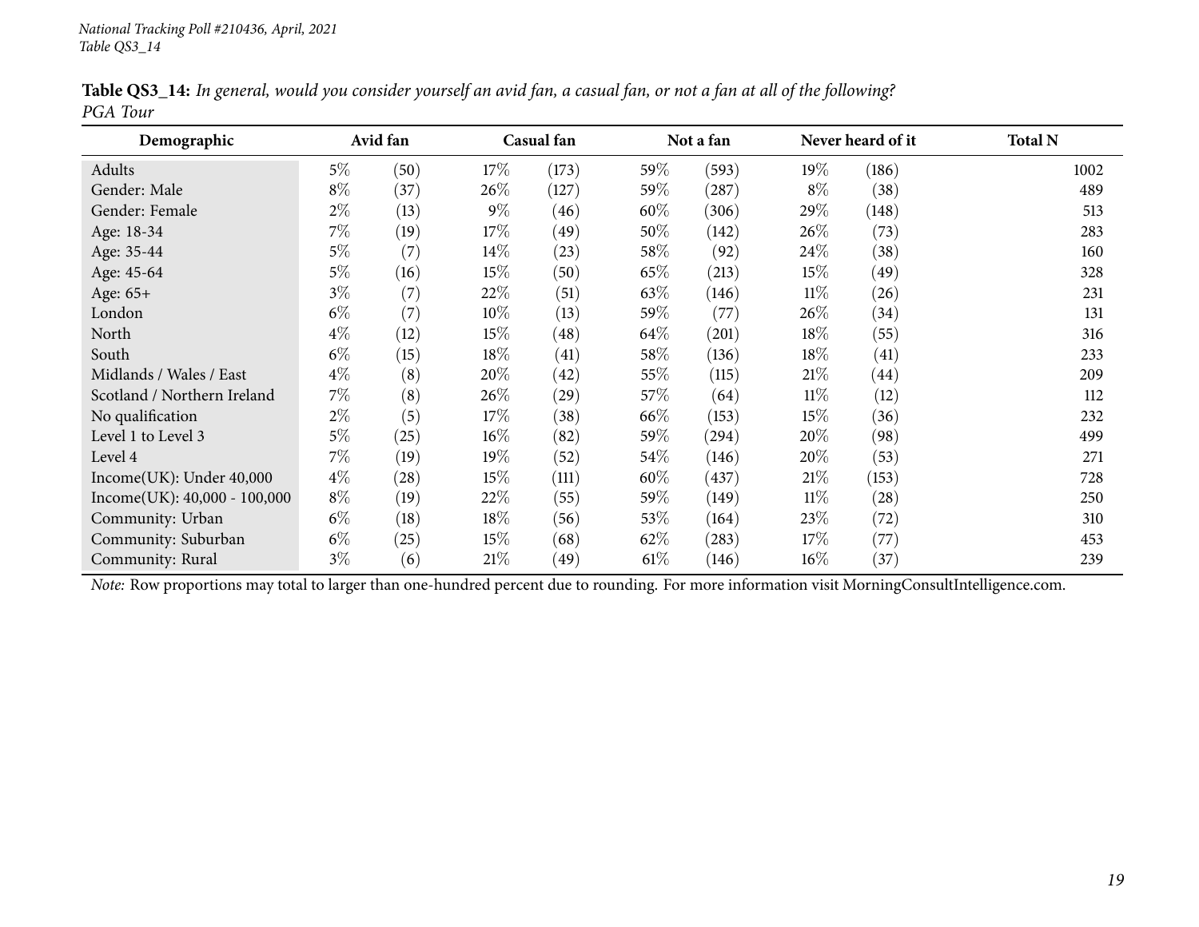*National Tracking Poll #210436, April, 2021*
*Table QS3_14*

**Table QS3_14:** *In general, would you consider yourself an avid fan, a casual fan, or not a fan at all of the following? PGA Tour*

| Demographic | Avid fan | | Casual fan | | Not a fan | | Never heard of it | | Total N |
|---|---|---|---|---|---|---|---|---|---|
| Adults | 5% | (50) | 17% | (173) | 59% | (593) | 19% | (186) | 1002 |
| Gender: Male | 8% | (37) | 26% | (127) | 59% | (287) | 8% | (38) | 489 |
| Gender: Female | 2% | (13) | 9% | (46) | 60% | (306) | 29% | (148) | 513 |
| Age: 18-34 | 7% | (19) | 17% | (49) | 50% | (142) | 26% | (73) | 283 |
| Age: 35-44 | 5% | (7) | 14% | (23) | 58% | (92) | 24% | (38) | 160 |
| Age: 45-64 | 5% | (16) | 15% | (50) | 65% | (213) | 15% | (49) | 328 |
| Age: 65+ | 3% | (7) | 22% | (51) | 63% | (146) | 11% | (26) | 231 |
| London | 6% | (7) | 10% | (13) | 59% | (77) | 26% | (34) | 131 |
| North | 4% | (12) | 15% | (48) | 64% | (201) | 18% | (55) | 316 |
| South | 6% | (15) | 18% | (41) | 58% | (136) | 18% | (41) | 233 |
| Midlands / Wales / East | 4% | (8) | 20% | (42) | 55% | (115) | 21% | (44) | 209 |
| Scotland / Northern Ireland | 7% | (8) | 26% | (29) | 57% | (64) | 11% | (12) | 112 |
| No qualification | 2% | (5) | 17% | (38) | 66% | (153) | 15% | (36) | 232 |
| Level 1 to Level 3 | 5% | (25) | 16% | (82) | 59% | (294) | 20% | (98) | 499 |
| Level 4 | 7% | (19) | 19% | (52) | 54% | (146) | 20% | (53) | 271 |
| Income(UK): Under 40,000 | 4% | (28) | 15% | (111) | 60% | (437) | 21% | (153) | 728 |
| Income(UK): 40,000 - 100,000 | 8% | (19) | 22% | (55) | 59% | (149) | 11% | (28) | 250 |
| Community: Urban | 6% | (18) | 18% | (56) | 53% | (164) | 23% | (72) | 310 |
| Community: Suburban | 6% | (25) | 15% | (68) | 62% | (283) | 17% | (77) | 453 |
| Community: Rural | 3% | (6) | 21% | (49) | 61% | (146) | 16% | (37) | 239 |

*Note:* Row proportions may total to larger than one-hundred percent due to rounding. For more information visit MorningConsultIntelligence.com.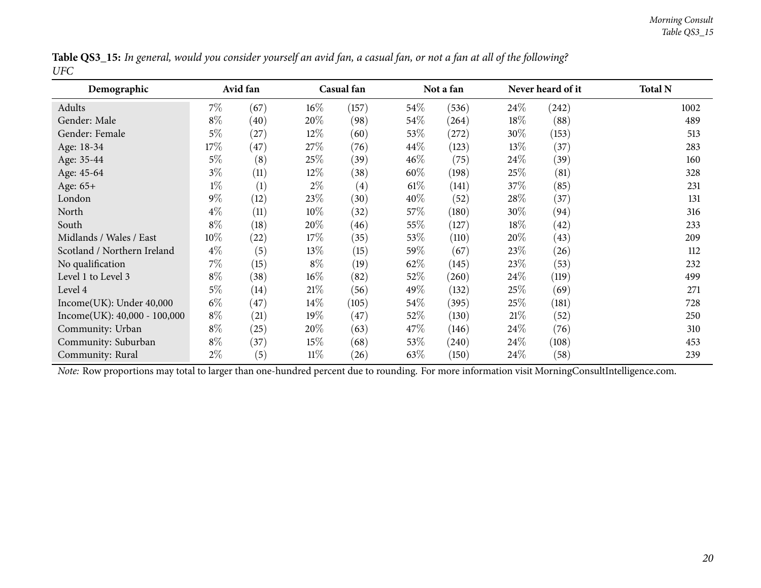**Table QS3_15:** *In general, would you consider yourself an avid fan, a casual fan, or not a fan at all of the following? UFC*

| Demographic | Avid fan | | Casual fan | | Not a fan | | Never heard of it | | Total N |
|---|---|---|---|---|---|---|---|---|---|
| Adults | 7% | (67) | 16% | (157) | 54% | (536) | 24% | (242) | 1002 |
| Gender: Male | 8% | (40) | 20% | (98) | 54% | (264) | 18% | (88) | 489 |
| Gender: Female | 5% | (27) | 12% | (60) | 53% | (272) | 30% | (153) | 513 |
| Age: 18-34 | 17% | (47) | 27% | (76) | 44% | (123) | 13% | (37) | 283 |
| Age: 35-44 | 5% | (8) | 25% | (39) | 46% | (75) | 24% | (39) | 160 |
| Age: 45-64 | 3% | (11) | 12% | (38) | 60% | (198) | 25% | (81) | 328 |
| Age: 65+ | 1% | (1) | 2% | (4) | 61% | (141) | 37% | (85) | 231 |
| London | 9% | (12) | 23% | (30) | 40% | (52) | 28% | (37) | 131 |
| North | 4% | (11) | 10% | (32) | 57% | (180) | 30% | (94) | 316 |
| South | 8% | (18) | 20% | (46) | 55% | (127) | 18% | (42) | 233 |
| Midlands / Wales / East | 10% | (22) | 17% | (35) | 53% | (110) | 20% | (43) | 209 |
| Scotland / Northern Ireland | 4% | (5) | 13% | (15) | 59% | (67) | 23% | (26) | 112 |
| No qualification | 7% | (15) | 8% | (19) | 62% | (145) | 23% | (53) | 232 |
| Level 1 to Level 3 | 8% | (38) | 16% | (82) | 52% | (260) | 24% | (119) | 499 |
| Level 4 | 5% | (14) | 21% | (56) | 49% | (132) | 25% | (69) | 271 |
| Income(UK): Under 40,000 | 6% | (47) | 14% | (105) | 54% | (395) | 25% | (181) | 728 |
| Income(UK): 40,000 - 100,000 | 8% | (21) | 19% | (47) | 52% | (130) | 21% | (52) | 250 |
| Community: Urban | 8% | (25) | 20% | (63) | 47% | (146) | 24% | (76) | 310 |
| Community: Suburban | 8% | (37) | 15% | (68) | 53% | (240) | 24% | (108) | 453 |
| Community: Rural | 2% | (5) | 11% | (26) | 63% | (150) | 24% | (58) | 239 |

*Note:* Row proportions may total to larger than one-hundred percent due to rounding. For more information visit MorningConsultIntelligence.com.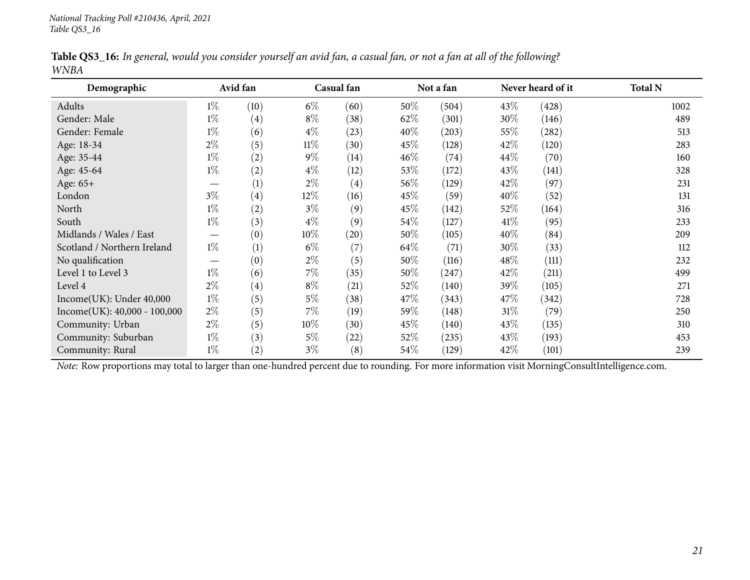**Table QS3_16:** *In general, would you consider yourself an avid fan, a casual fan, or not a fan at all of the following? WNBA*

| Demographic | Avid fan | | Casual fan | | Not a fan | | Never heard of it | | Total N |
|---|---|---|---|---|---|---|---|---|---|
| Adults | 1% | (10) | 6% | (60) | 50% | (504) | 43% | (428) | 1002 |
| Gender: Male | 1% | (4) | 8% | (38) | 62% | (301) | 30% | (146) | 489 |
| Gender: Female | 1% | (6) | 4% | (23) | 40% | (203) | 55% | (282) | 513 |
| Age: 18-34 | 2% | (5) | 11% | (30) | 45% | (128) | 42% | (120) | 283 |
| Age: 35-44 | 1% | (2) | 9% | (14) | 46% | (74) | 44% | (70) | 160 |
| Age: 45-64 | 1% | (2) | 4% | (12) | 53% | (172) | 43% | (141) | 328 |
| Age: 65+ | — | (1) | 2% | (4) | 56% | (129) | 42% | (97) | 231 |
| London | 3% | (4) | 12% | (16) | 45% | (59) | 40% | (52) | 131 |
| North | 1% | (2) | 3% | (9) | 45% | (142) | 52% | (164) | 316 |
| South | 1% | (3) | 4% | (9) | 54% | (127) | 41% | (95) | 233 |
| Midlands / Wales / East | — | (0) | 10% | (20) | 50% | (105) | 40% | (84) | 209 |
| Scotland / Northern Ireland | 1% | (1) | 6% | (7) | 64% | (71) | 30% | (33) | 112 |
| No qualification | — | (0) | 2% | (5) | 50% | (116) | 48% | (111) | 232 |
| Level 1 to Level 3 | 1% | (6) | 7% | (35) | 50% | (247) | 42% | (211) | 499 |
| Level 4 | 2% | (4) | 8% | (21) | 52% | (140) | 39% | (105) | 271 |
| Income(UK): Under 40,000 | 1% | (5) | 5% | (38) | 47% | (343) | 47% | (342) | 728 |
| Income(UK): 40,000 - 100,000 | 2% | (5) | 7% | (19) | 59% | (148) | 31% | (79) | 250 |
| Community: Urban | 2% | (5) | 10% | (30) | 45% | (140) | 43% | (135) | 310 |
| Community: Suburban | 1% | (3) | 5% | (22) | 52% | (235) | 43% | (193) | 453 |
| Community: Rural | 1% | (2) | 3% | (8) | 54% | (129) | 42% | (101) | 239 |

*Note:* Row proportions may total to larger than one-hundred percent due to rounding. For more information visit MorningConsultIntelligence.com.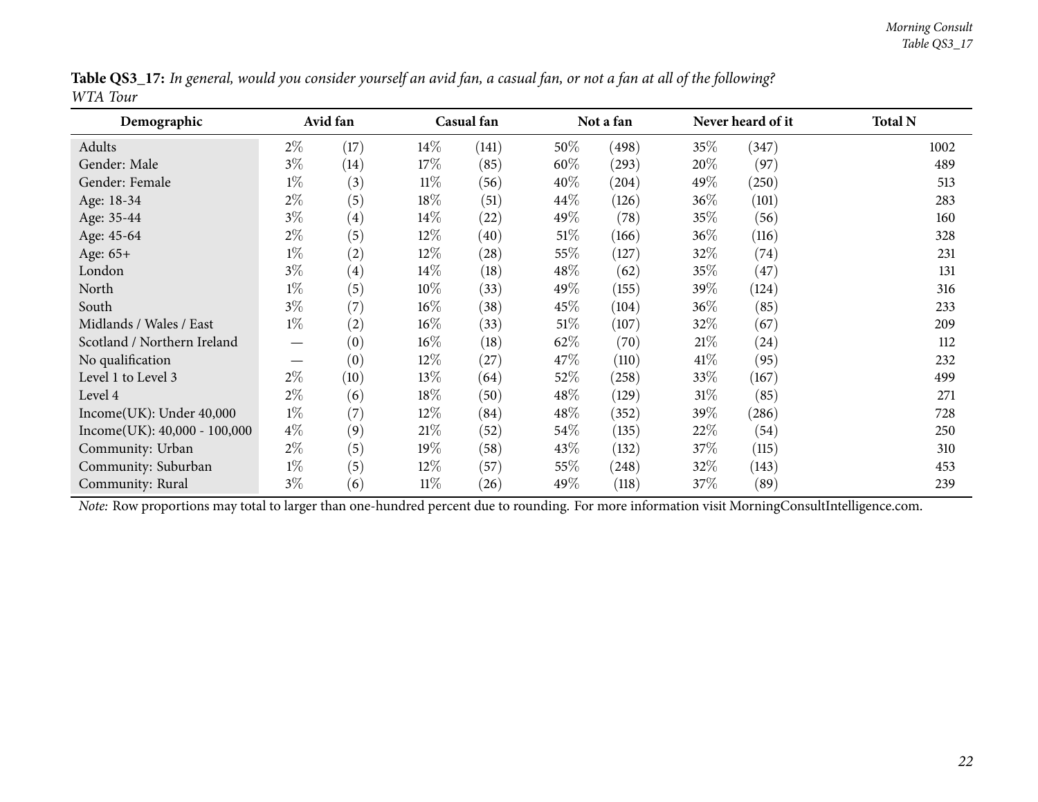**Table QS3_17:** *In general, would you consider yourself an avid fan, a casual fan, or not a fan at all of the following?*
*WTA Tour*

| Demographic | Avid fan | | Casual fan | | Not a fan | | Never heard of it | | Total N |
|---|---|---|---|---|---|---|---|---|---|
| Adults | 2% | (17) | 14% | (141) | 50% | (498) | 35% | (347) | 1002 |
| Gender: Male | 3% | (14) | 17% | (85) | 60% | (293) | 20% | (97) | 489 |
| Gender: Female | 1% | (3) | 11% | (56) | 40% | (204) | 49% | (250) | 513 |
| Age: 18-34 | 2% | (5) | 18% | (51) | 44% | (126) | 36% | (101) | 283 |
| Age: 35-44 | 3% | (4) | 14% | (22) | 49% | (78) | 35% | (56) | 160 |
| Age: 45-64 | 2% | (5) | 12% | (40) | 51% | (166) | 36% | (116) | 328 |
| Age: 65+ | 1% | (2) | 12% | (28) | 55% | (127) | 32% | (74) | 231 |
| London | 3% | (4) | 14% | (18) | 48% | (62) | 35% | (47) | 131 |
| North | 1% | (5) | 10% | (33) | 49% | (155) | 39% | (124) | 316 |
| South | 3% | (7) | 16% | (38) | 45% | (104) | 36% | (85) | 233 |
| Midlands / Wales / East | 1% | (2) | 16% | (33) | 51% | (107) | 32% | (67) | 209 |
| Scotland / Northern Ireland | — | (0) | 16% | (18) | 62% | (70) | 21% | (24) | 112 |
| No qualification | — | (0) | 12% | (27) | 47% | (110) | 41% | (95) | 232 |
| Level 1 to Level 3 | 2% | (10) | 13% | (64) | 52% | (258) | 33% | (167) | 499 |
| Level 4 | 2% | (6) | 18% | (50) | 48% | (129) | 31% | (85) | 271 |
| Income(UK): Under 40,000 | 1% | (7) | 12% | (84) | 48% | (352) | 39% | (286) | 728 |
| Income(UK): 40,000 - 100,000 | 4% | (9) | 21% | (52) | 54% | (135) | 22% | (54) | 250 |
| Community: Urban | 2% | (5) | 19% | (58) | 43% | (132) | 37% | (115) | 310 |
| Community: Suburban | 1% | (5) | 12% | (57) | 55% | (248) | 32% | (143) | 453 |
| Community: Rural | 3% | (6) | 11% | (26) | 49% | (118) | 37% | (89) | 239 |

*Note:* Row proportions may total to larger than one-hundred percent due to rounding. For more information visit MorningConsultIntelligence.com.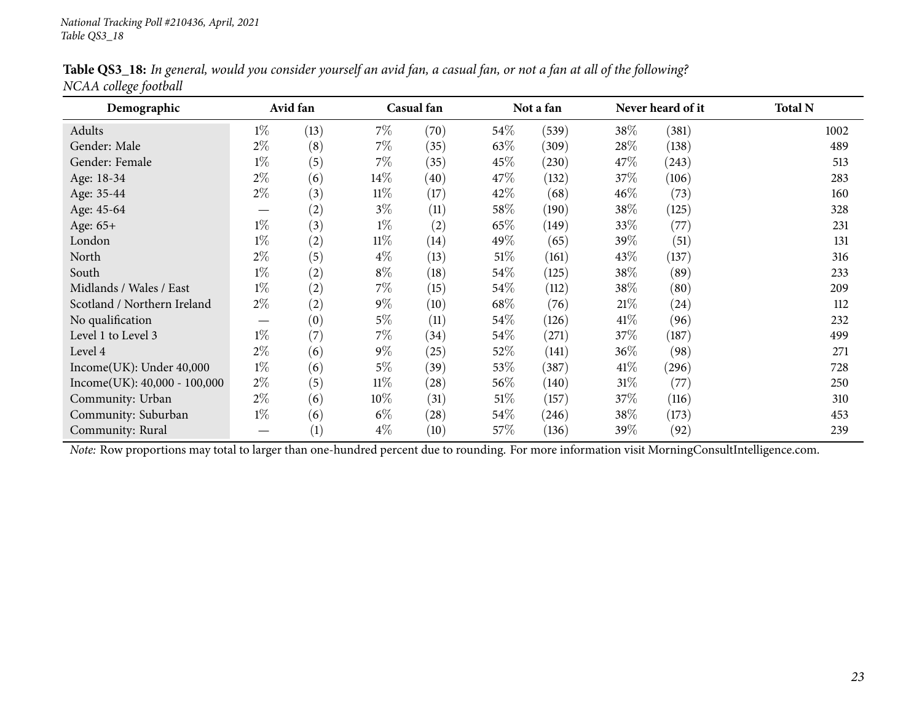National Tracking Poll #210436, April, 2021
Table QS3_18

**Table QS3_18:** *In general, would you consider yourself an avid fan, a casual fan, or not a fan at all of the following? NCAA college football*

| Demographic | Avid fan | | Casual fan | | Not a fan | | Never heard of it | | Total N |
|---|---|---|---|---|---|---|---|---|---|
| Adults | 1% | (13) | 7% | (70) | 54% | (539) | 38% | (381) | 1002 |
| Gender: Male | 2% | (8) | 7% | (35) | 63% | (309) | 28% | (138) | 489 |
| Gender: Female | 1% | (5) | 7% | (35) | 45% | (230) | 47% | (243) | 513 |
| Age: 18-34 | 2% | (6) | 14% | (40) | 47% | (132) | 37% | (106) | 283 |
| Age: 35-44 | 2% | (3) | 11% | (17) | 42% | (68) | 46% | (73) | 160 |
| Age: 45-64 | — | (2) | 3% | (11) | 58% | (190) | 38% | (125) | 328 |
| Age: 65+ | 1% | (3) | 1% | (2) | 65% | (149) | 33% | (77) | 231 |
| London | 1% | (2) | 11% | (14) | 49% | (65) | 39% | (51) | 131 |
| North | 2% | (5) | 4% | (13) | 51% | (161) | 43% | (137) | 316 |
| South | 1% | (2) | 8% | (18) | 54% | (125) | 38% | (89) | 233 |
| Midlands / Wales / East | 1% | (2) | 7% | (15) | 54% | (112) | 38% | (80) | 209 |
| Scotland / Northern Ireland | 2% | (2) | 9% | (10) | 68% | (76) | 21% | (24) | 112 |
| No qualification | — | (0) | 5% | (11) | 54% | (126) | 41% | (96) | 232 |
| Level 1 to Level 3 | 1% | (7) | 7% | (34) | 54% | (271) | 37% | (187) | 499 |
| Level 4 | 2% | (6) | 9% | (25) | 52% | (141) | 36% | (98) | 271 |
| Income(UK): Under 40,000 | 1% | (6) | 5% | (39) | 53% | (387) | 41% | (296) | 728 |
| Income(UK): 40,000 - 100,000 | 2% | (5) | 11% | (28) | 56% | (140) | 31% | (77) | 250 |
| Community: Urban | 2% | (6) | 10% | (31) | 51% | (157) | 37% | (116) | 310 |
| Community: Suburban | 1% | (6) | 6% | (28) | 54% | (246) | 38% | (173) | 453 |
| Community: Rural | — | (1) | 4% | (10) | 57% | (136) | 39% | (92) | 239 |

*Note:* Row proportions may total to larger than one-hundred percent due to rounding. For more information visit MorningConsultIntelligence.com.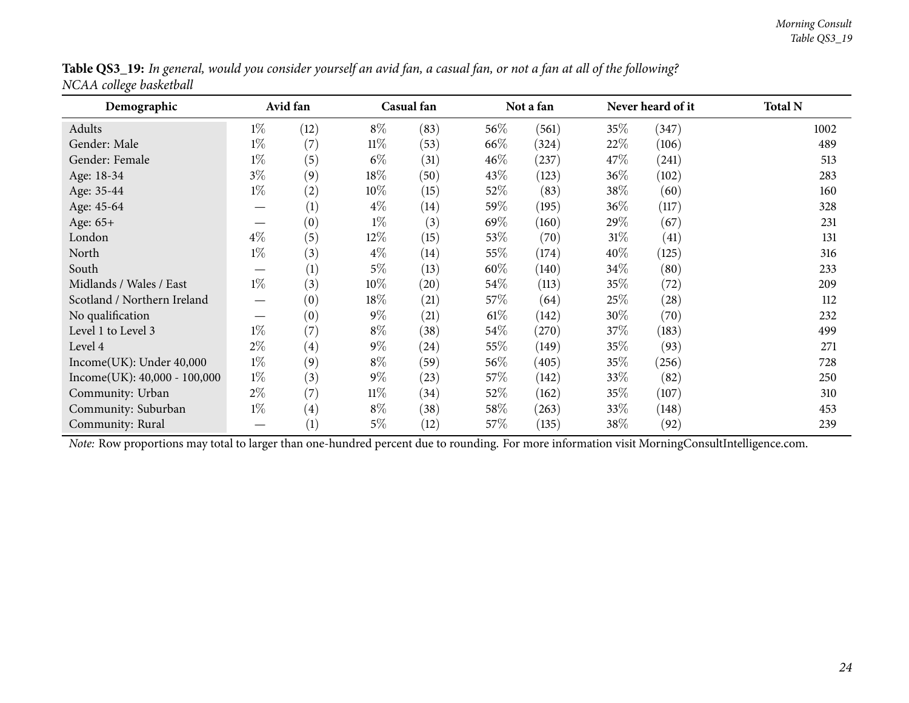**Table QS3_19:** *In general, would you consider yourself an avid fan, a casual fan, or not a fan at all of the following? NCAA college basketball*

| Demographic | Avid fan | | Casual fan | | Not a fan | | Never heard of it | | Total N |
|---|---|---|---|---|---|---|---|---|---|
| Adults | 1% | (12) | 8% | (83) | 56% | (561) | 35% | (347) | 1002 |
| Gender: Male | 1% | (7) | 11% | (53) | 66% | (324) | 22% | (106) | 489 |
| Gender: Female | 1% | (5) | 6% | (31) | 46% | (237) | 47% | (241) | 513 |
| Age: 18-34 | 3% | (9) | 18% | (50) | 43% | (123) | 36% | (102) | 283 |
| Age: 35-44 | 1% | (2) | 10% | (15) | 52% | (83) | 38% | (60) | 160 |
| Age: 45-64 | — | (1) | 4% | (14) | 59% | (195) | 36% | (117) | 328 |
| Age: 65+ | — | (0) | 1% | (3) | 69% | (160) | 29% | (67) | 231 |
| London | 4% | (5) | 12% | (15) | 53% | (70) | 31% | (41) | 131 |
| North | 1% | (3) | 4% | (14) | 55% | (174) | 40% | (125) | 316 |
| South | — | (1) | 5% | (13) | 60% | (140) | 34% | (80) | 233 |
| Midlands / Wales / East | 1% | (3) | 10% | (20) | 54% | (113) | 35% | (72) | 209 |
| Scotland / Northern Ireland | — | (0) | 18% | (21) | 57% | (64) | 25% | (28) | 112 |
| No qualification | — | (0) | 9% | (21) | 61% | (142) | 30% | (70) | 232 |
| Level 1 to Level 3 | 1% | (7) | 8% | (38) | 54% | (270) | 37% | (183) | 499 |
| Level 4 | 2% | (4) | 9% | (24) | 55% | (149) | 35% | (93) | 271 |
| Income(UK): Under 40,000 | 1% | (9) | 8% | (59) | 56% | (405) | 35% | (256) | 728 |
| Income(UK): 40,000 - 100,000 | 1% | (3) | 9% | (23) | 57% | (142) | 33% | (82) | 250 |
| Community: Urban | 2% | (7) | 11% | (34) | 52% | (162) | 35% | (107) | 310 |
| Community: Suburban | 1% | (4) | 8% | (38) | 58% | (263) | 33% | (148) | 453 |
| Community: Rural | — | (1) | 5% | (12) | 57% | (135) | 38% | (92) | 239 |

*Note:* Row proportions may total to larger than one-hundred percent due to rounding. For more information visit MorningConsultIntelligence.com.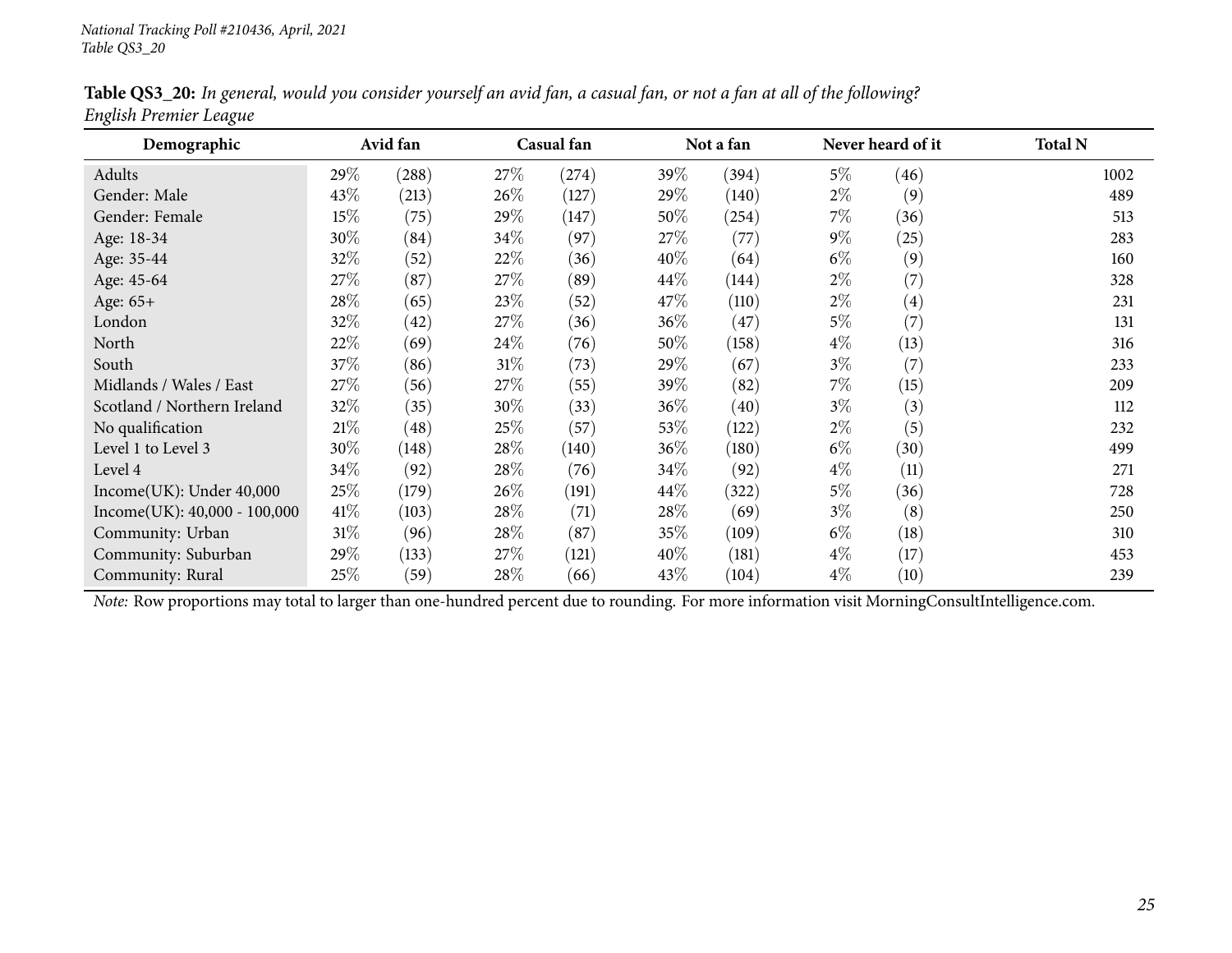**Table QS3_20:** *In general, would you consider yourself an avid fan, a casual fan, or not a fan at all of the following? English Premier League*

| Demographic | Avid fan | | Casual fan | | Not a fan | | Never heard of it | | Total N |
|---|---|---|---|---|---|---|---|---|---|
| Adults | 29% | (288) | 27% | (274) | 39% | (394) | 5% | (46) | 1002 |
| Gender: Male | 43% | (213) | 26% | (127) | 29% | (140) | 2% | (9) | 489 |
| Gender: Female | 15% | (75) | 29% | (147) | 50% | (254) | 7% | (36) | 513 |
| Age: 18-34 | 30% | (84) | 34% | (97) | 27% | (77) | 9% | (25) | 283 |
| Age: 35-44 | 32% | (52) | 22% | (36) | 40% | (64) | 6% | (9) | 160 |
| Age: 45-64 | 27% | (87) | 27% | (89) | 44% | (144) | 2% | (7) | 328 |
| Age: 65+ | 28% | (65) | 23% | (52) | 47% | (110) | 2% | (4) | 231 |
| London | 32% | (42) | 27% | (36) | 36% | (47) | 5% | (7) | 131 |
| North | 22% | (69) | 24% | (76) | 50% | (158) | 4% | (13) | 316 |
| South | 37% | (86) | 31% | (73) | 29% | (67) | 3% | (7) | 233 |
| Midlands / Wales / East | 27% | (56) | 27% | (55) | 39% | (82) | 7% | (15) | 209 |
| Scotland / Northern Ireland | 32% | (35) | 30% | (33) | 36% | (40) | 3% | (3) | 112 |
| No qualification | 21% | (48) | 25% | (57) | 53% | (122) | 2% | (5) | 232 |
| Level 1 to Level 3 | 30% | (148) | 28% | (140) | 36% | (180) | 6% | (30) | 499 |
| Level 4 | 34% | (92) | 28% | (76) | 34% | (92) | 4% | (11) | 271 |
| Income(UK): Under 40,000 | 25% | (179) | 26% | (191) | 44% | (322) | 5% | (36) | 728 |
| Income(UK): 40,000 - 100,000 | 41% | (103) | 28% | (71) | 28% | (69) | 3% | (8) | 250 |
| Community: Urban | 31% | (96) | 28% | (87) | 35% | (109) | 6% | (18) | 310 |
| Community: Suburban | 29% | (133) | 27% | (121) | 40% | (181) | 4% | (17) | 453 |
| Community: Rural | 25% | (59) | 28% | (66) | 43% | (104) | 4% | (10) | 239 |

*Note:* Row proportions may total to larger than one-hundred percent due to rounding. For more information visit MorningConsultIntelligence.com.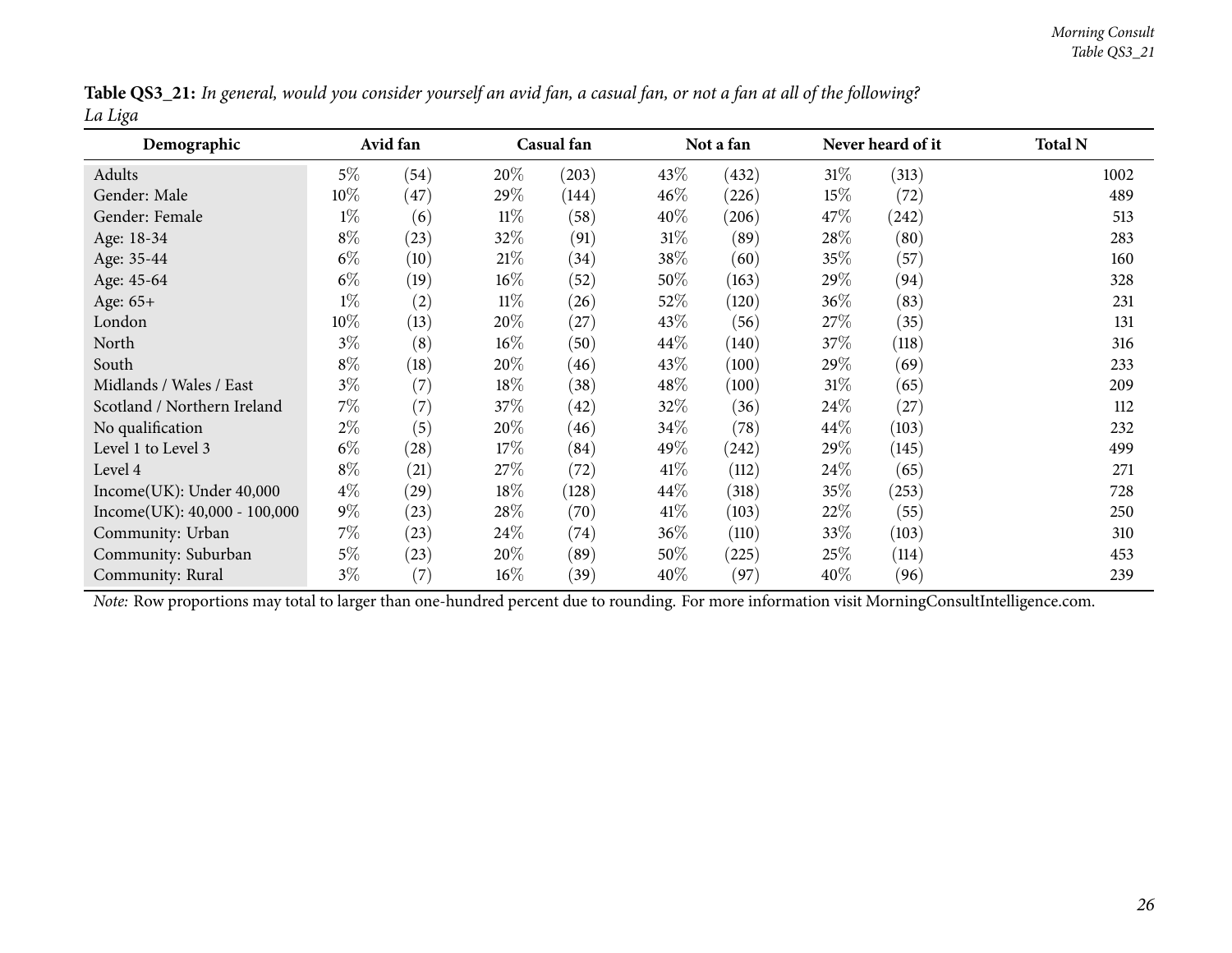**Table QS3_21:** *In general, would you consider yourself an avid fan, a casual fan, or not a fan at all of the following? La Liga*

| Demographic | Avid fan | | Casual fan | | Not a fan | | Never heard of it | | Total N |
|---|---|---|---|---|---|---|---|---|---|
| Adults | 5% | (54) | 20% | (203) | 43% | (432) | 31% | (313) | 1002 |
| Gender: Male | 10% | (47) | 29% | (144) | 46% | (226) | 15% | (72) | 489 |
| Gender: Female | 1% | (6) | 11% | (58) | 40% | (206) | 47% | (242) | 513 |
| Age: 18-34 | 8% | (23) | 32% | (91) | 31% | (89) | 28% | (80) | 283 |
| Age: 35-44 | 6% | (10) | 21% | (34) | 38% | (60) | 35% | (57) | 160 |
| Age: 45-64 | 6% | (19) | 16% | (52) | 50% | (163) | 29% | (94) | 328 |
| Age: 65+ | 1% | (2) | 11% | (26) | 52% | (120) | 36% | (83) | 231 |
| London | 10% | (13) | 20% | (27) | 43% | (56) | 27% | (35) | 131 |
| North | 3% | (8) | 16% | (50) | 44% | (140) | 37% | (118) | 316 |
| South | 8% | (18) | 20% | (46) | 43% | (100) | 29% | (69) | 233 |
| Midlands / Wales / East | 3% | (7) | 18% | (38) | 48% | (100) | 31% | (65) | 209 |
| Scotland / Northern Ireland | 7% | (7) | 37% | (42) | 32% | (36) | 24% | (27) | 112 |
| No qualification | 2% | (5) | 20% | (46) | 34% | (78) | 44% | (103) | 232 |
| Level 1 to Level 3 | 6% | (28) | 17% | (84) | 49% | (242) | 29% | (145) | 499 |
| Level 4 | 8% | (21) | 27% | (72) | 41% | (112) | 24% | (65) | 271 |
| Income(UK): Under 40,000 | 4% | (29) | 18% | (128) | 44% | (318) | 35% | (253) | 728 |
| Income(UK): 40,000 - 100,000 | 9% | (23) | 28% | (70) | 41% | (103) | 22% | (55) | 250 |
| Community: Urban | 7% | (23) | 24% | (74) | 36% | (110) | 33% | (103) | 310 |
| Community: Suburban | 5% | (23) | 20% | (89) | 50% | (225) | 25% | (114) | 453 |
| Community: Rural | 3% | (7) | 16% | (39) | 40% | (97) | 40% | (96) | 239 |

*Note:* Row proportions may total to larger than one-hundred percent due to rounding. For more information visit MorningConsultIntelligence.com.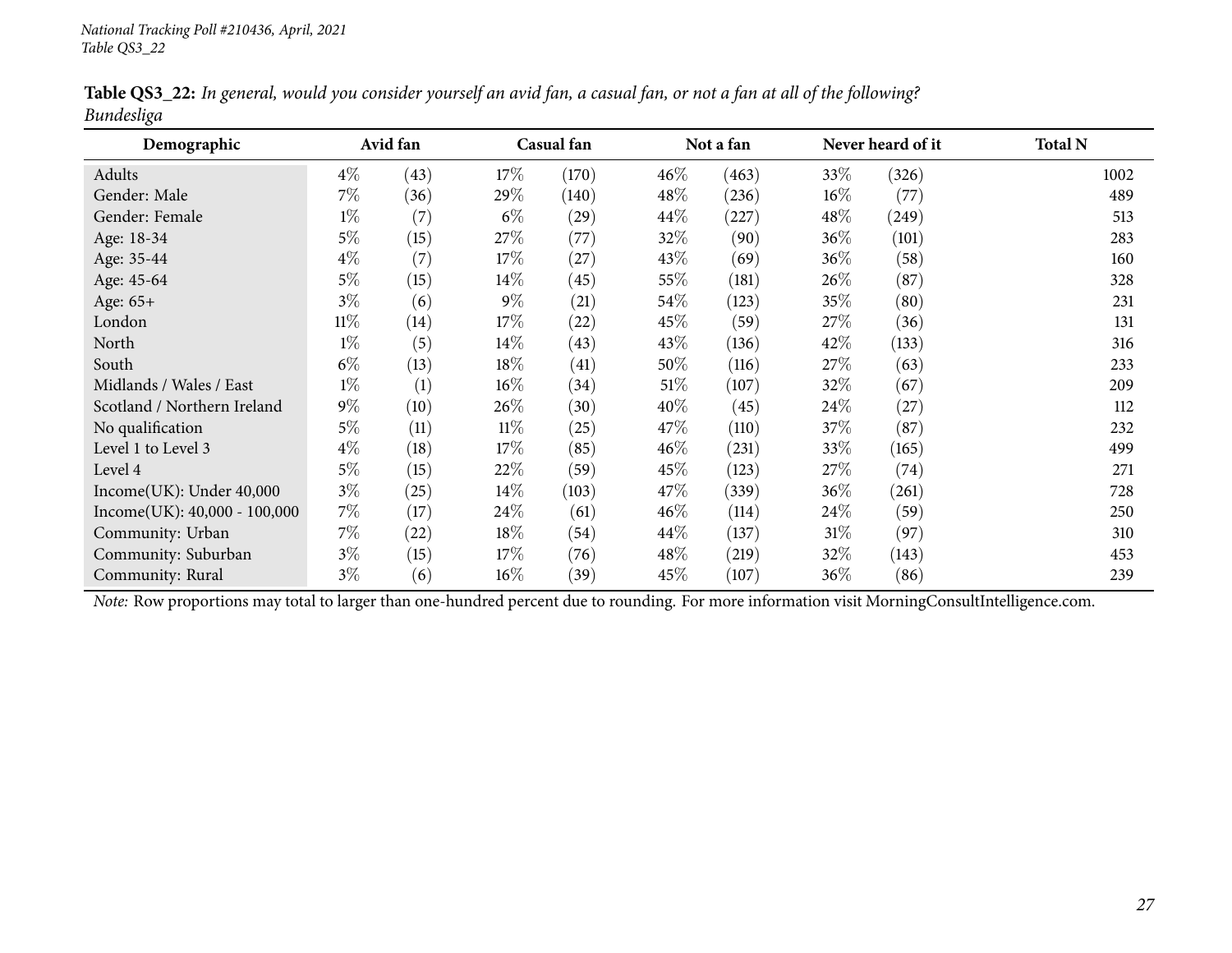**Table QS3_22:** *In general, would you consider yourself an avid fan, a casual fan, or not a fan at all of the following?*
*Bundesliga*

| Demographic | Avid fan | | Casual fan | | Not a fan | | Never heard of it | | Total N |
|---|---|---|---|---|---|---|---|---|---|
| Adults | 4% | (43) | 17% | (170) | 46% | (463) | 33% | (326) | 1002 |
| Gender: Male | 7% | (36) | 29% | (140) | 48% | (236) | 16% | (77) | 489 |
| Gender: Female | 1% | (7) | 6% | (29) | 44% | (227) | 48% | (249) | 513 |
| Age: 18-34 | 5% | (15) | 27% | (77) | 32% | (90) | 36% | (101) | 283 |
| Age: 35-44 | 4% | (7) | 17% | (27) | 43% | (69) | 36% | (58) | 160 |
| Age: 45-64 | 5% | (15) | 14% | (45) | 55% | (181) | 26% | (87) | 328 |
| Age: 65+ | 3% | (6) | 9% | (21) | 54% | (123) | 35% | (80) | 231 |
| London | 11% | (14) | 17% | (22) | 45% | (59) | 27% | (36) | 131 |
| North | 1% | (5) | 14% | (43) | 43% | (136) | 42% | (133) | 316 |
| South | 6% | (13) | 18% | (41) | 50% | (116) | 27% | (63) | 233 |
| Midlands / Wales / East | 1% | (1) | 16% | (34) | 51% | (107) | 32% | (67) | 209 |
| Scotland / Northern Ireland | 9% | (10) | 26% | (30) | 40% | (45) | 24% | (27) | 112 |
| No qualification | 5% | (11) | 11% | (25) | 47% | (110) | 37% | (87) | 232 |
| Level 1 to Level 3 | 4% | (18) | 17% | (85) | 46% | (231) | 33% | (165) | 499 |
| Level 4 | 5% | (15) | 22% | (59) | 45% | (123) | 27% | (74) | 271 |
| Income(UK): Under 40,000 | 3% | (25) | 14% | (103) | 47% | (339) | 36% | (261) | 728 |
| Income(UK): 40,000 - 100,000 | 7% | (17) | 24% | (61) | 46% | (114) | 24% | (59) | 250 |
| Community: Urban | 7% | (22) | 18% | (54) | 44% | (137) | 31% | (97) | 310 |
| Community: Suburban | 3% | (15) | 17% | (76) | 48% | (219) | 32% | (143) | 453 |
| Community: Rural | 3% | (6) | 16% | (39) | 45% | (107) | 36% | (86) | 239 |

*Note:* Row proportions may total to larger than one-hundred percent due to rounding. For more information visit MorningConsultIntelligence.com.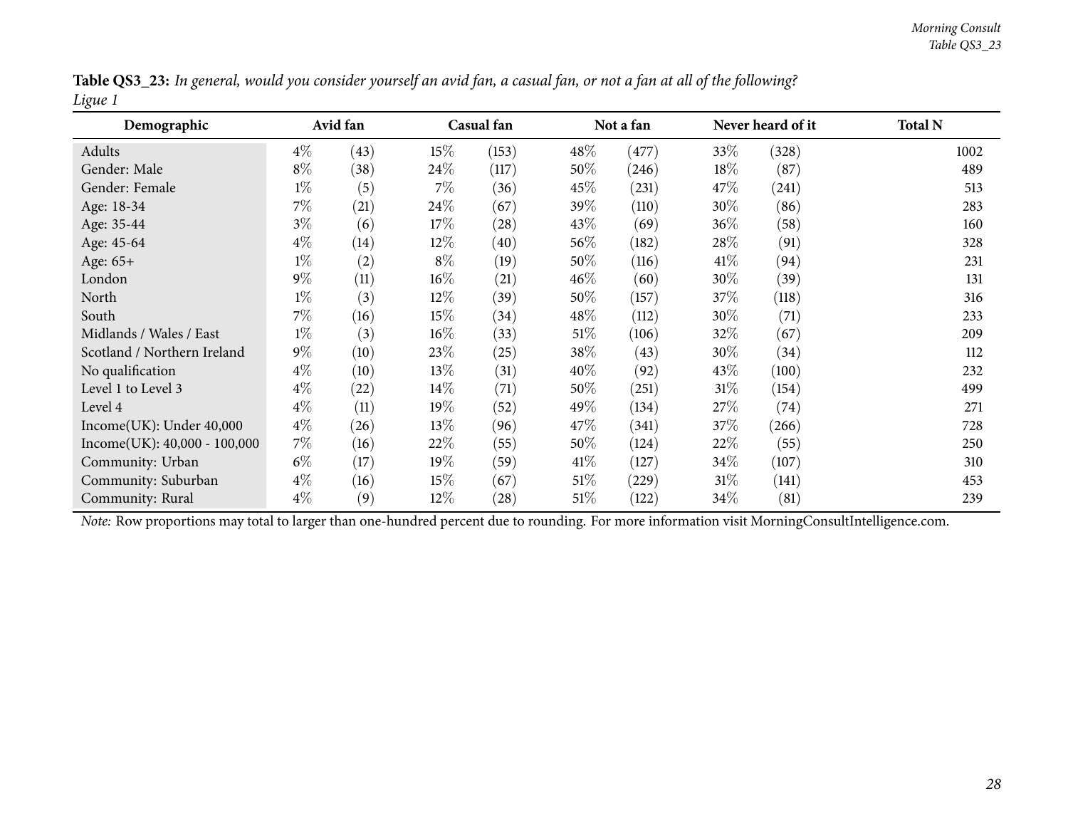**Table QS3_23:** *In general, would you consider yourself an avid fan, a casual fan, or not a fan at all of the following?*
*Ligue 1*

| Demographic | Avid fan | | Casual fan | | Not a fan | | Never heard of it | | Total N |
|---|---|---|---|---|---|---|---|---|---|
| Adults | 4% | (43) | 15% | (153) | 48% | (477) | 33% | (328) | 1002 |
| Gender: Male | 8% | (38) | 24% | (117) | 50% | (246) | 18% | (87) | 489 |
| Gender: Female | 1% | (5) | 7% | (36) | 45% | (231) | 47% | (241) | 513 |
| Age: 18-34 | 7% | (21) | 24% | (67) | 39% | (110) | 30% | (86) | 283 |
| Age: 35-44 | 3% | (6) | 17% | (28) | 43% | (69) | 36% | (58) | 160 |
| Age: 45-64 | 4% | (14) | 12% | (40) | 56% | (182) | 28% | (91) | 328 |
| Age: 65+ | 1% | (2) | 8% | (19) | 50% | (116) | 41% | (94) | 231 |
| London | 9% | (11) | 16% | (21) | 46% | (60) | 30% | (39) | 131 |
| North | 1% | (3) | 12% | (39) | 50% | (157) | 37% | (118) | 316 |
| South | 7% | (16) | 15% | (34) | 48% | (112) | 30% | (71) | 233 |
| Midlands / Wales / East | 1% | (3) | 16% | (33) | 51% | (106) | 32% | (67) | 209 |
| Scotland / Northern Ireland | 9% | (10) | 23% | (25) | 38% | (43) | 30% | (34) | 112 |
| No qualification | 4% | (10) | 13% | (31) | 40% | (92) | 43% | (100) | 232 |
| Level 1 to Level 3 | 4% | (22) | 14% | (71) | 50% | (251) | 31% | (154) | 499 |
| Level 4 | 4% | (11) | 19% | (52) | 49% | (134) | 27% | (74) | 271 |
| Income(UK): Under 40,000 | 4% | (26) | 13% | (96) | 47% | (341) | 37% | (266) | 728 |
| Income(UK): 40,000 - 100,000 | 7% | (16) | 22% | (55) | 50% | (124) | 22% | (55) | 250 |
| Community: Urban | 6% | (17) | 19% | (59) | 41% | (127) | 34% | (107) | 310 |
| Community: Suburban | 4% | (16) | 15% | (67) | 51% | (229) | 31% | (141) | 453 |
| Community: Rural | 4% | (9) | 12% | (28) | 51% | (122) | 34% | (81) | 239 |

*Note:* Row proportions may total to larger than one-hundred percent due to rounding. For more information visit MorningConsultIntelligence.com.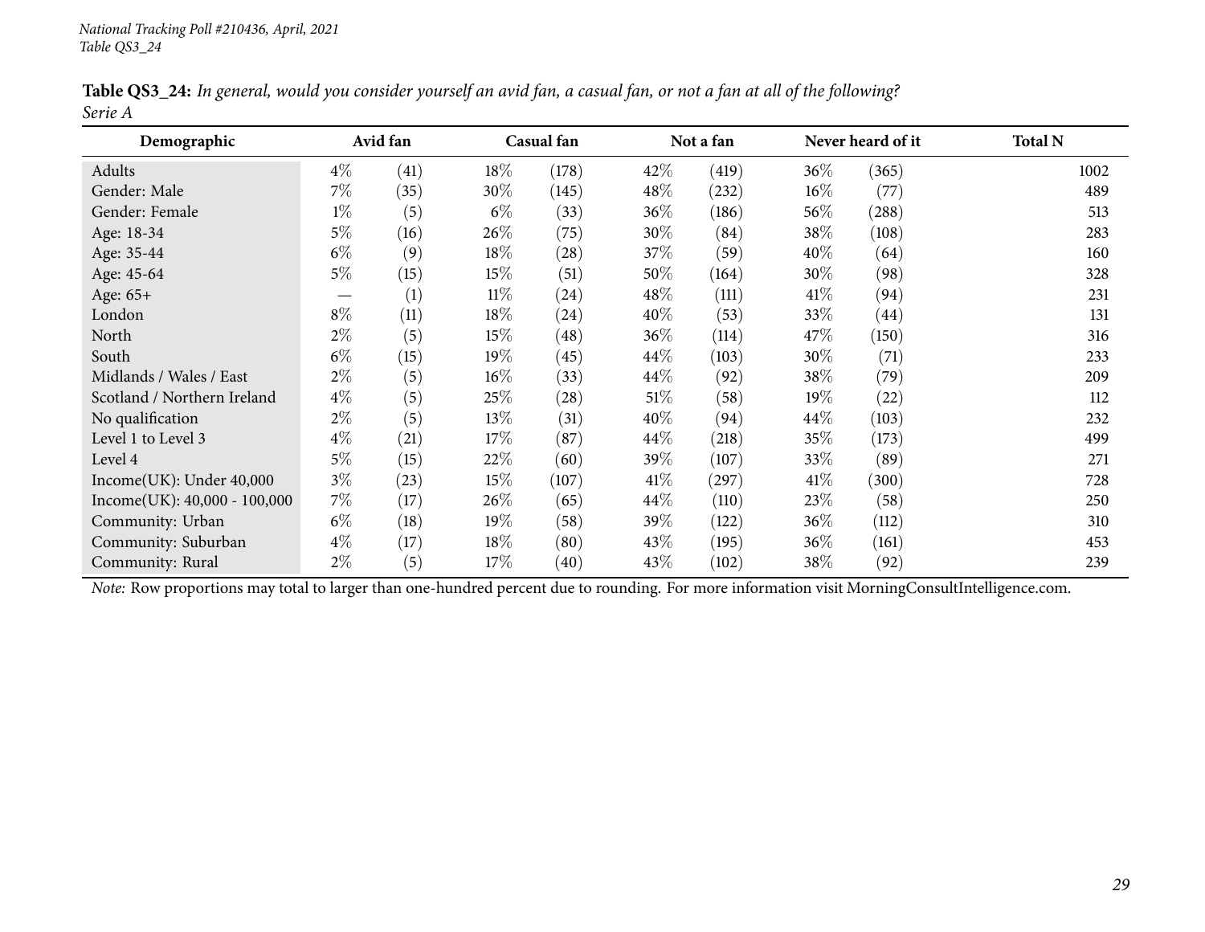**Table QS3_24:** *In general, would you consider yourself an avid fan, a casual fan, or not a fan at all of the following?*
*Serie A*

| Demographic | Avid fan | | Casual fan | | Not a fan | | Never heard of it | | Total N |
|---|---|---|---|---|---|---|---|---|---|
| Adults | 4% | (41) | 18% | (178) | 42% | (419) | 36% | (365) | 1002 |
| Gender: Male | 7% | (35) | 30% | (145) | 48% | (232) | 16% | (77) | 489 |
| Gender: Female | 1% | (5) | 6% | (33) | 36% | (186) | 56% | (288) | 513 |
| Age: 18-34 | 5% | (16) | 26% | (75) | 30% | (84) | 38% | (108) | 283 |
| Age: 35-44 | 6% | (9) | 18% | (28) | 37% | (59) | 40% | (64) | 160 |
| Age: 45-64 | 5% | (15) | 15% | (51) | 50% | (164) | 30% | (98) | 328 |
| Age: 65+ | — | (1) | 11% | (24) | 48% | (111) | 41% | (94) | 231 |
| London | 8% | (11) | 18% | (24) | 40% | (53) | 33% | (44) | 131 |
| North | 2% | (5) | 15% | (48) | 36% | (114) | 47% | (150) | 316 |
| South | 6% | (15) | 19% | (45) | 44% | (103) | 30% | (71) | 233 |
| Midlands / Wales / East | 2% | (5) | 16% | (33) | 44% | (92) | 38% | (79) | 209 |
| Scotland / Northern Ireland | 4% | (5) | 25% | (28) | 51% | (58) | 19% | (22) | 112 |
| No qualification | 2% | (5) | 13% | (31) | 40% | (94) | 44% | (103) | 232 |
| Level 1 to Level 3 | 4% | (21) | 17% | (87) | 44% | (218) | 35% | (173) | 499 |
| Level 4 | 5% | (15) | 22% | (60) | 39% | (107) | 33% | (89) | 271 |
| Income(UK): Under 40,000 | 3% | (23) | 15% | (107) | 41% | (297) | 41% | (300) | 728 |
| Income(UK): 40,000 - 100,000 | 7% | (17) | 26% | (65) | 44% | (110) | 23% | (58) | 250 |
| Community: Urban | 6% | (18) | 19% | (58) | 39% | (122) | 36% | (112) | 310 |
| Community: Suburban | 4% | (17) | 18% | (80) | 43% | (195) | 36% | (161) | 453 |
| Community: Rural | 2% | (5) | 17% | (40) | 43% | (102) | 38% | (92) | 239 |

*Note:* Row proportions may total to larger than one-hundred percent due to rounding. For more information visit MorningConsultIntelligence.com.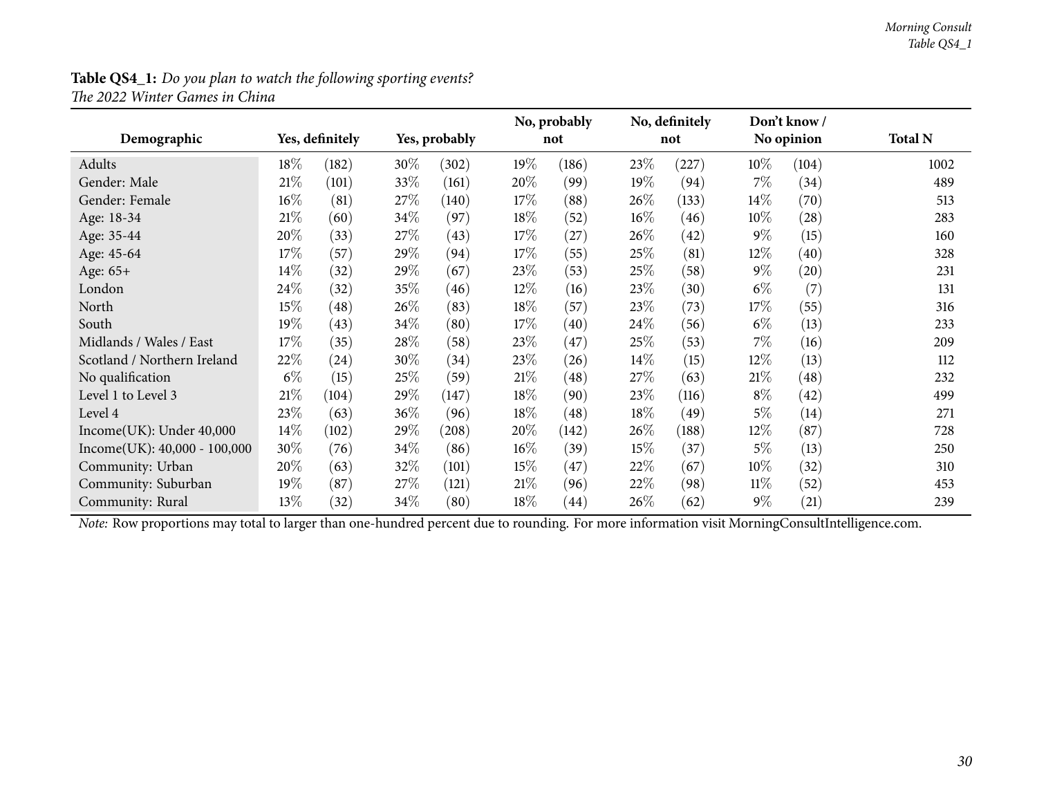**Table QS4_1:** *Do you plan to watch the following sporting events?*
*The 2022 Winter Games in China*

| Demographic | Yes, definitely | | Yes, probably | | No, probably not | | No, definitely not | | Don't know / No opinion | | Total N |
|---|---|---|---|---|---|---|---|---|---|---|---|
| Adults | 18% | (182) | 30% | (302) | 19% | (186) | 23% | (227) | 10% | (104) | 1002 |
| Gender: Male | 21% | (101) | 33% | (161) | 20% | (99) | 19% | (94) | 7% | (34) | 489 |
| Gender: Female | 16% | (81) | 27% | (140) | 17% | (88) | 26% | (133) | 14% | (70) | 513 |
| Age: 18-34 | 21% | (60) | 34% | (97) | 18% | (52) | 16% | (46) | 10% | (28) | 283 |
| Age: 35-44 | 20% | (33) | 27% | (43) | 17% | (27) | 26% | (42) | 9% | (15) | 160 |
| Age: 45-64 | 17% | (57) | 29% | (94) | 17% | (55) | 25% | (81) | 12% | (40) | 328 |
| Age: 65+ | 14% | (32) | 29% | (67) | 23% | (53) | 25% | (58) | 9% | (20) | 231 |
| London | 24% | (32) | 35% | (46) | 12% | (16) | 23% | (30) | 6% | (7) | 131 |
| North | 15% | (48) | 26% | (83) | 18% | (57) | 23% | (73) | 17% | (55) | 316 |
| South | 19% | (43) | 34% | (80) | 17% | (40) | 24% | (56) | 6% | (13) | 233 |
| Midlands / Wales / East | 17% | (35) | 28% | (58) | 23% | (47) | 25% | (53) | 7% | (16) | 209 |
| Scotland / Northern Ireland | 22% | (24) | 30% | (34) | 23% | (26) | 14% | (15) | 12% | (13) | 112 |
| No qualification | 6% | (15) | 25% | (59) | 21% | (48) | 27% | (63) | 21% | (48) | 232 |
| Level 1 to Level 3 | 21% | (104) | 29% | (147) | 18% | (90) | 23% | (116) | 8% | (42) | 499 |
| Level 4 | 23% | (63) | 36% | (96) | 18% | (48) | 18% | (49) | 5% | (14) | 271 |
| Income(UK): Under 40,000 | 14% | (102) | 29% | (208) | 20% | (142) | 26% | (188) | 12% | (87) | 728 |
| Income(UK): 40,000 - 100,000 | 30% | (76) | 34% | (86) | 16% | (39) | 15% | (37) | 5% | (13) | 250 |
| Community: Urban | 20% | (63) | 32% | (101) | 15% | (47) | 22% | (67) | 10% | (32) | 310 |
| Community: Suburban | 19% | (87) | 27% | (121) | 21% | (96) | 22% | (98) | 11% | (52) | 453 |
| Community: Rural | 13% | (32) | 34% | (80) | 18% | (44) | 26% | (62) | 9% | (21) | 239 |

*Note:* Row proportions may total to larger than one-hundred percent due to rounding. For more information visit MorningConsultIntelligence.com.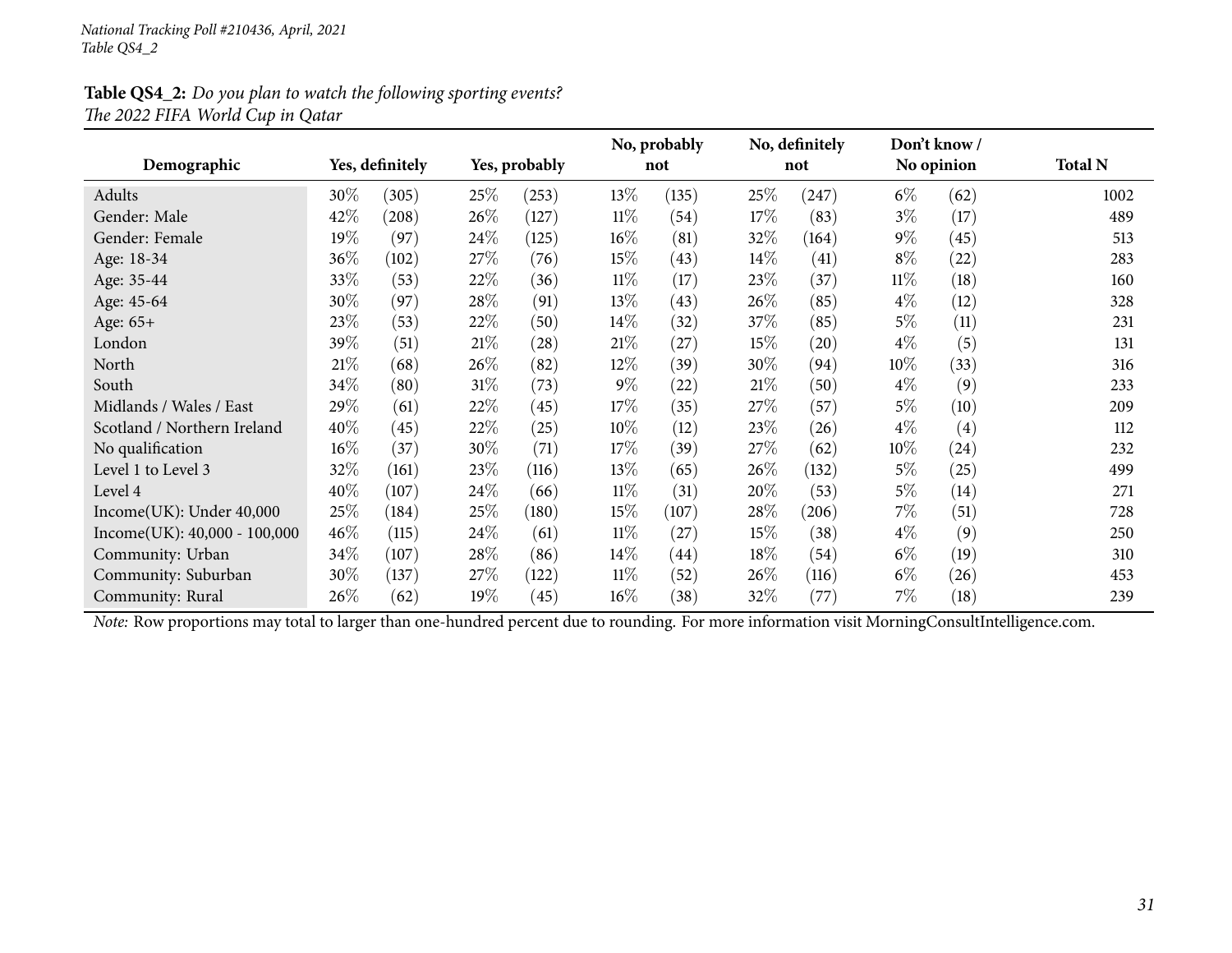**Table QS4_2:** *Do you plan to watch the following sporting events?*
*The 2022 FIFA World Cup in Qatar*

| Demographic | Yes, definitely | | Yes, probably | | No, probably not | | No, definitely not | | Don't know / No opinion | | Total N |
|---|---|---|---|---|---|---|---|---|---|---|---|
| Adults | 30% | (305) | 25% | (253) | 13% | (135) | 25% | (247) | 6% | (62) | 1002 |
| Gender: Male | 42% | (208) | 26% | (127) | 11% | (54) | 17% | (83) | 3% | (17) | 489 |
| Gender: Female | 19% | (97) | 24% | (125) | 16% | (81) | 32% | (164) | 9% | (45) | 513 |
| Age: 18-34 | 36% | (102) | 27% | (76) | 15% | (43) | 14% | (41) | 8% | (22) | 283 |
| Age: 35-44 | 33% | (53) | 22% | (36) | 11% | (17) | 23% | (37) | 11% | (18) | 160 |
| Age: 45-64 | 30% | (97) | 28% | (91) | 13% | (43) | 26% | (85) | 4% | (12) | 328 |
| Age: 65+ | 23% | (53) | 22% | (50) | 14% | (32) | 37% | (85) | 5% | (11) | 231 |
| London | 39% | (51) | 21% | (28) | 21% | (27) | 15% | (20) | 4% | (5) | 131 |
| North | 21% | (68) | 26% | (82) | 12% | (39) | 30% | (94) | 10% | (33) | 316 |
| South | 34% | (80) | 31% | (73) | 9% | (22) | 21% | (50) | 4% | (9) | 233 |
| Midlands / Wales / East | 29% | (61) | 22% | (45) | 17% | (35) | 27% | (57) | 5% | (10) | 209 |
| Scotland / Northern Ireland | 40% | (45) | 22% | (25) | 10% | (12) | 23% | (26) | 4% | (4) | 112 |
| No qualification | 16% | (37) | 30% | (71) | 17% | (39) | 27% | (62) | 10% | (24) | 232 |
| Level 1 to Level 3 | 32% | (161) | 23% | (116) | 13% | (65) | 26% | (132) | 5% | (25) | 499 |
| Level 4 | 40% | (107) | 24% | (66) | 11% | (31) | 20% | (53) | 5% | (14) | 271 |
| Income(UK): Under 40,000 | 25% | (184) | 25% | (180) | 15% | (107) | 28% | (206) | 7% | (51) | 728 |
| Income(UK): 40,000 - 100,000 | 46% | (115) | 24% | (61) | 11% | (27) | 15% | (38) | 4% | (9) | 250 |
| Community: Urban | 34% | (107) | 28% | (86) | 14% | (44) | 18% | (54) | 6% | (19) | 310 |
| Community: Suburban | 30% | (137) | 27% | (122) | 11% | (52) | 26% | (116) | 6% | (26) | 453 |
| Community: Rural | 26% | (62) | 19% | (45) | 16% | (38) | 32% | (77) | 7% | (18) | 239 |

*Note:* Row proportions may total to larger than one-hundred percent due to rounding. For more information visit MorningConsultIntelligence.com.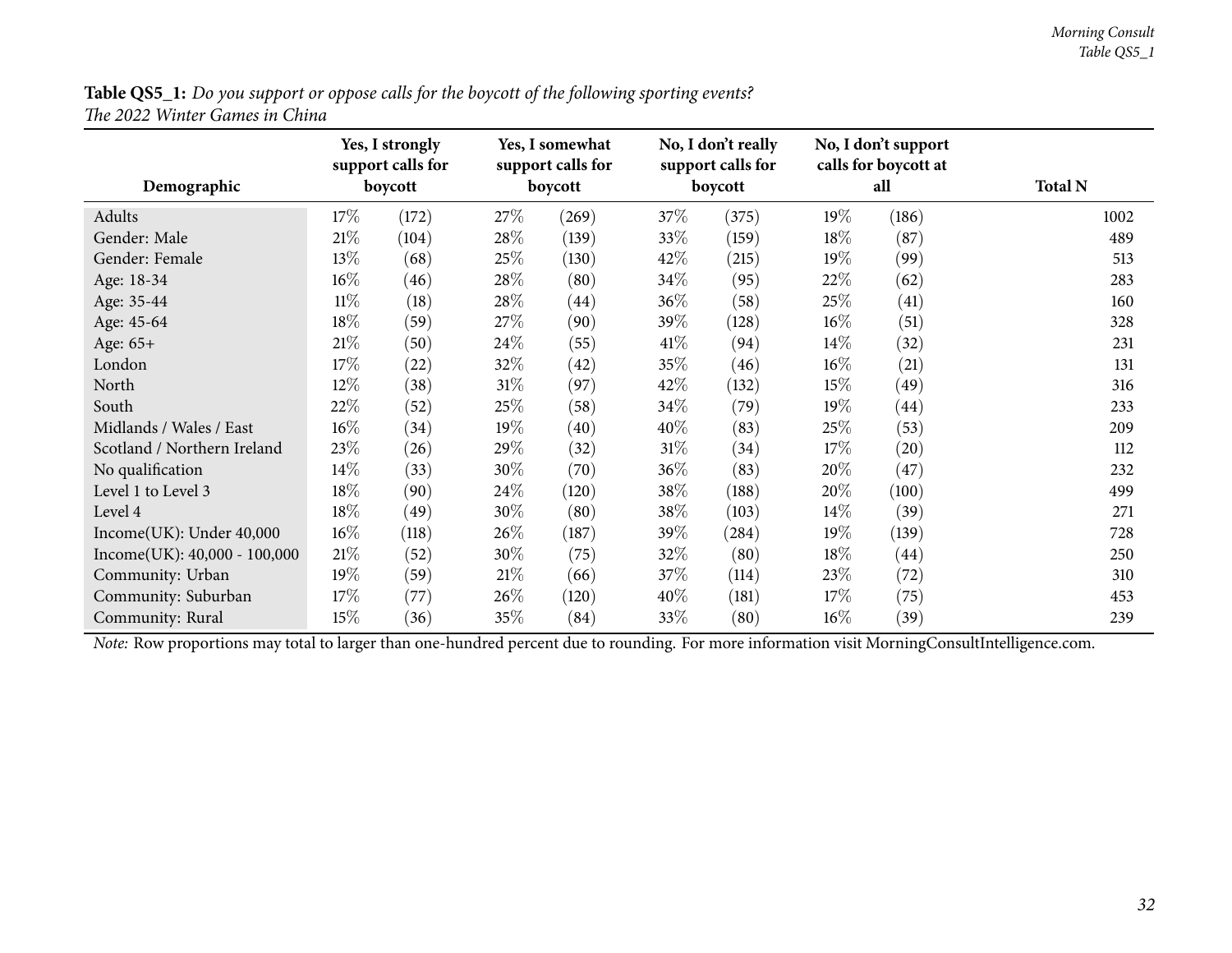**Table QS5_1:** *Do you support or oppose calls for the boycott of the following sporting events?*
*The 2022 Winter Games in China*

| Demographic | Yes, I strongly support calls for boycott | | Yes, I somewhat support calls for boycott | | No, I don't really support calls for boycott | | No, I don't support calls for boycott at all | | Total N |
|---|---|---|---|---|---|---|---|---|---|
| Adults | 17% | (172) | 27% | (269) | 37% | (375) | 19% | (186) | 1002 |
| Gender: Male | 21% | (104) | 28% | (139) | 33% | (159) | 18% | (87) | 489 |
| Gender: Female | 13% | (68) | 25% | (130) | 42% | (215) | 19% | (99) | 513 |
| Age: 18-34 | 16% | (46) | 28% | (80) | 34% | (95) | 22% | (62) | 283 |
| Age: 35-44 | 11% | (18) | 28% | (44) | 36% | (58) | 25% | (41) | 160 |
| Age: 45-64 | 18% | (59) | 27% | (90) | 39% | (128) | 16% | (51) | 328 |
| Age: 65+ | 21% | (50) | 24% | (55) | 41% | (94) | 14% | (32) | 231 |
| London | 17% | (22) | 32% | (42) | 35% | (46) | 16% | (21) | 131 |
| North | 12% | (38) | 31% | (97) | 42% | (132) | 15% | (49) | 316 |
| South | 22% | (52) | 25% | (58) | 34% | (79) | 19% | (44) | 233 |
| Midlands / Wales / East | 16% | (34) | 19% | (40) | 40% | (83) | 25% | (53) | 209 |
| Scotland / Northern Ireland | 23% | (26) | 29% | (32) | 31% | (34) | 17% | (20) | 112 |
| No qualification | 14% | (33) | 30% | (70) | 36% | (83) | 20% | (47) | 232 |
| Level 1 to Level 3 | 18% | (90) | 24% | (120) | 38% | (188) | 20% | (100) | 499 |
| Level 4 | 18% | (49) | 30% | (80) | 38% | (103) | 14% | (39) | 271 |
| Income(UK): Under 40,000 | 16% | (118) | 26% | (187) | 39% | (284) | 19% | (139) | 728 |
| Income(UK): 40,000 - 100,000 | 21% | (52) | 30% | (75) | 32% | (80) | 18% | (44) | 250 |
| Community: Urban | 19% | (59) | 21% | (66) | 37% | (114) | 23% | (72) | 310 |
| Community: Suburban | 17% | (77) | 26% | (120) | 40% | (181) | 17% | (75) | 453 |
| Community: Rural | 15% | (36) | 35% | (84) | 33% | (80) | 16% | (39) | 239 |

*Note:* Row proportions may total to larger than one-hundred percent due to rounding. For more information visit MorningConsultIntelligence.com.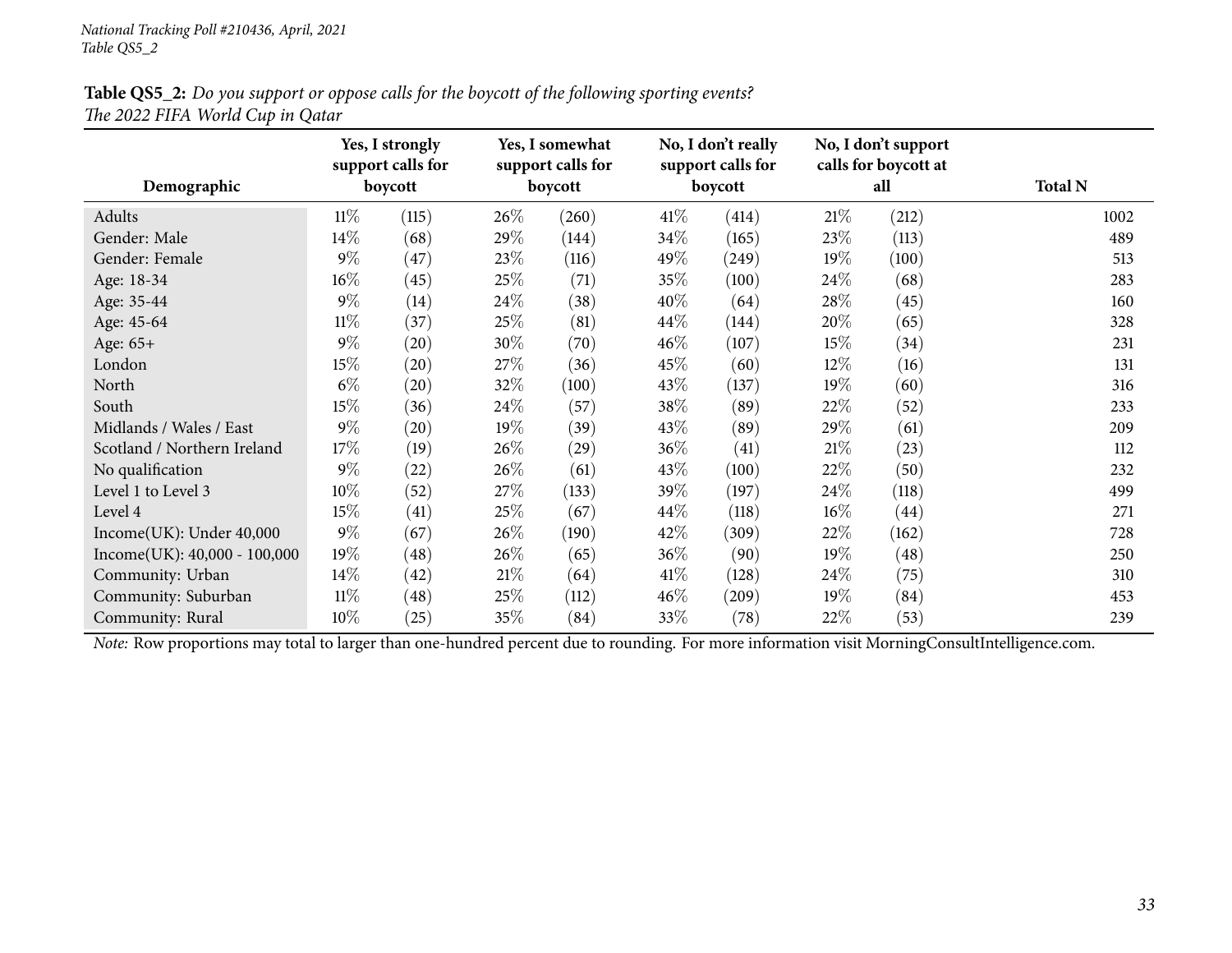*National Tracking Poll #210436, April, 2021*
*Table QS5_2*

**Table QS5_2:** *Do you support or oppose calls for the boycott of the following sporting events?*
*The 2022 FIFA World Cup in Qatar*

| Demographic | Yes, I strongly support calls for boycott | | Yes, I somewhat support calls for boycott | | No, I don't really support calls for boycott | | No, I don't support calls for boycott at all | | Total N |
|---|---|---|---|---|---|---|---|---|---|
| Adults | 11% | (115) | 26% | (260) | 41% | (414) | 21% | (212) | 1002 |
| Gender: Male | 14% | (68) | 29% | (144) | 34% | (165) | 23% | (113) | 489 |
| Gender: Female | 9% | (47) | 23% | (116) | 49% | (249) | 19% | (100) | 513 |
| Age: 18-34 | 16% | (45) | 25% | (71) | 35% | (100) | 24% | (68) | 283 |
| Age: 35-44 | 9% | (14) | 24% | (38) | 40% | (64) | 28% | (45) | 160 |
| Age: 45-64 | 11% | (37) | 25% | (81) | 44% | (144) | 20% | (65) | 328 |
| Age: 65+ | 9% | (20) | 30% | (70) | 46% | (107) | 15% | (34) | 231 |
| London | 15% | (20) | 27% | (36) | 45% | (60) | 12% | (16) | 131 |
| North | 6% | (20) | 32% | (100) | 43% | (137) | 19% | (60) | 316 |
| South | 15% | (36) | 24% | (57) | 38% | (89) | 22% | (52) | 233 |
| Midlands / Wales / East | 9% | (20) | 19% | (39) | 43% | (89) | 29% | (61) | 209 |
| Scotland / Northern Ireland | 17% | (19) | 26% | (29) | 36% | (41) | 21% | (23) | 112 |
| No qualification | 9% | (22) | 26% | (61) | 43% | (100) | 22% | (50) | 232 |
| Level 1 to Level 3 | 10% | (52) | 27% | (133) | 39% | (197) | 24% | (118) | 499 |
| Level 4 | 15% | (41) | 25% | (67) | 44% | (118) | 16% | (44) | 271 |
| Income(UK): Under 40,000 | 9% | (67) | 26% | (190) | 42% | (309) | 22% | (162) | 728 |
| Income(UK): 40,000 - 100,000 | 19% | (48) | 26% | (65) | 36% | (90) | 19% | (48) | 250 |
| Community: Urban | 14% | (42) | 21% | (64) | 41% | (128) | 24% | (75) | 310 |
| Community: Suburban | 11% | (48) | 25% | (112) | 46% | (209) | 19% | (84) | 453 |
| Community: Rural | 10% | (25) | 35% | (84) | 33% | (78) | 22% | (53) | 239 |

*Note:* Row proportions may total to larger than one-hundred percent due to rounding. For more information visit MorningConsultIntelligence.com.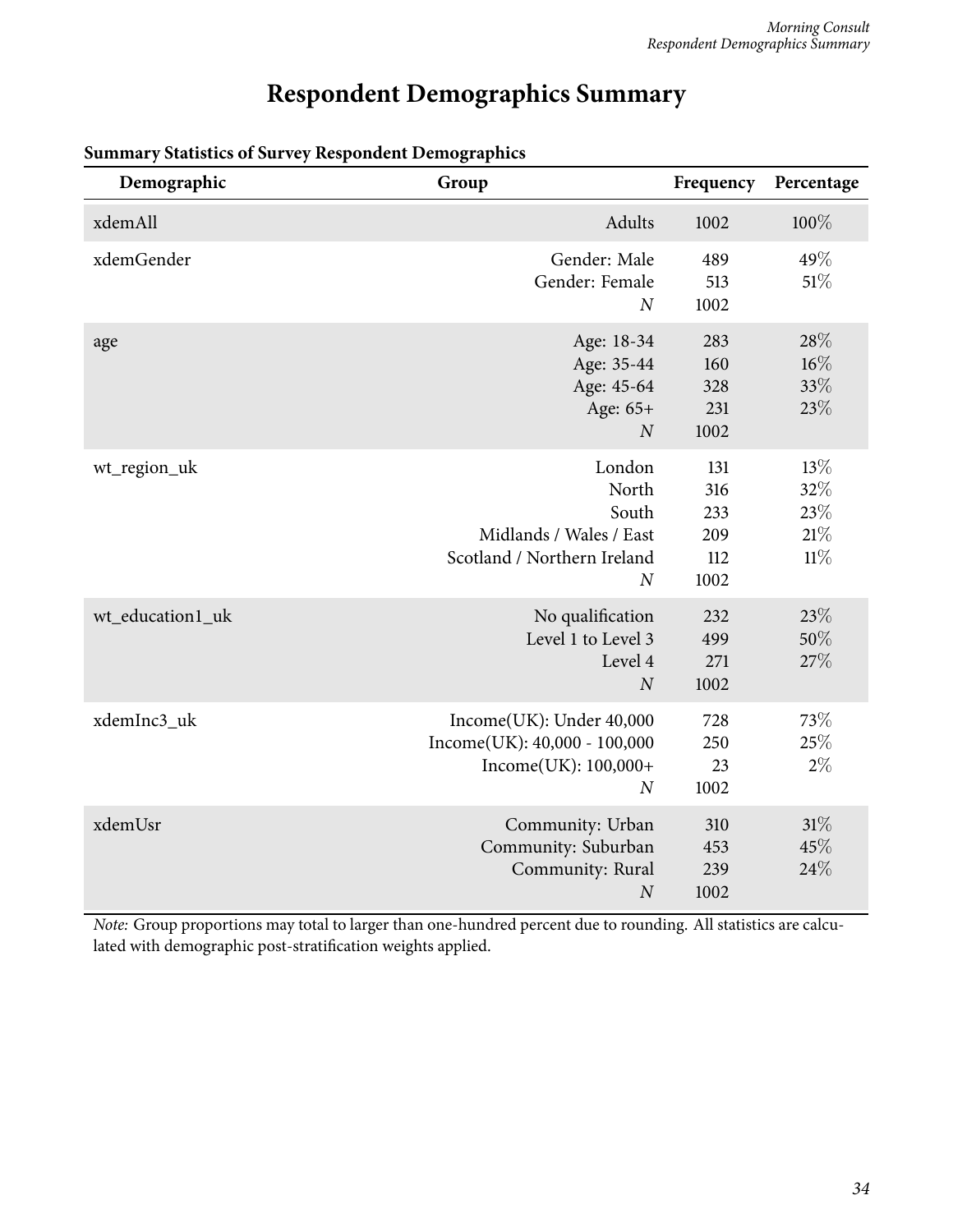# Respondent Demographics Summary

**Summary Statistics of Survey Respondent Demographics**

| Demographic | Group | Frequency | Percentage |
|---|---|---|---|
| xdemAll | Adults | 1002 | 100% |
| xdemGender | Gender: Male | 489 | 49% |
| | Gender: Female | 513 | 51% |
| | *N* | 1002 | |
| age | Age: 18-34 | 283 | 28% |
| | Age: 35-44 | 160 | 16% |
| | Age: 45-64 | 328 | 33% |
| | Age: 65+ | 231 | 23% |
| | *N* | 1002 | |
| wt_region_uk | London | 131 | 13% |
| | North | 316 | 32% |
| | South | 233 | 23% |
| | Midlands / Wales / East | 209 | 21% |
| | Scotland / Northern Ireland | 112 | 11% |
| | *N* | 1002 | |
| wt_education1_uk | No qualification | 232 | 23% |
| | Level 1 to Level 3 | 499 | 50% |
| | Level 4 | 271 | 27% |
| | *N* | 1002 | |
| xdemInc3_uk | Income(UK): Under 40,000 | 728 | 73% |
| | Income(UK): 40,000 - 100,000 | 250 | 25% |
| | Income(UK): 100,000+ | 23 | 2% |
| | *N* | 1002 | |
| xdemUsr | Community: Urban | 310 | 31% |
| | Community: Suburban | 453 | 45% |
| | Community: Rural | 239 | 24% |
| | *N* | 1002 | |

*Note:* Group proportions may total to larger than one-hundred percent due to rounding. All statistics are calculated with demographic post-stratification weights applied.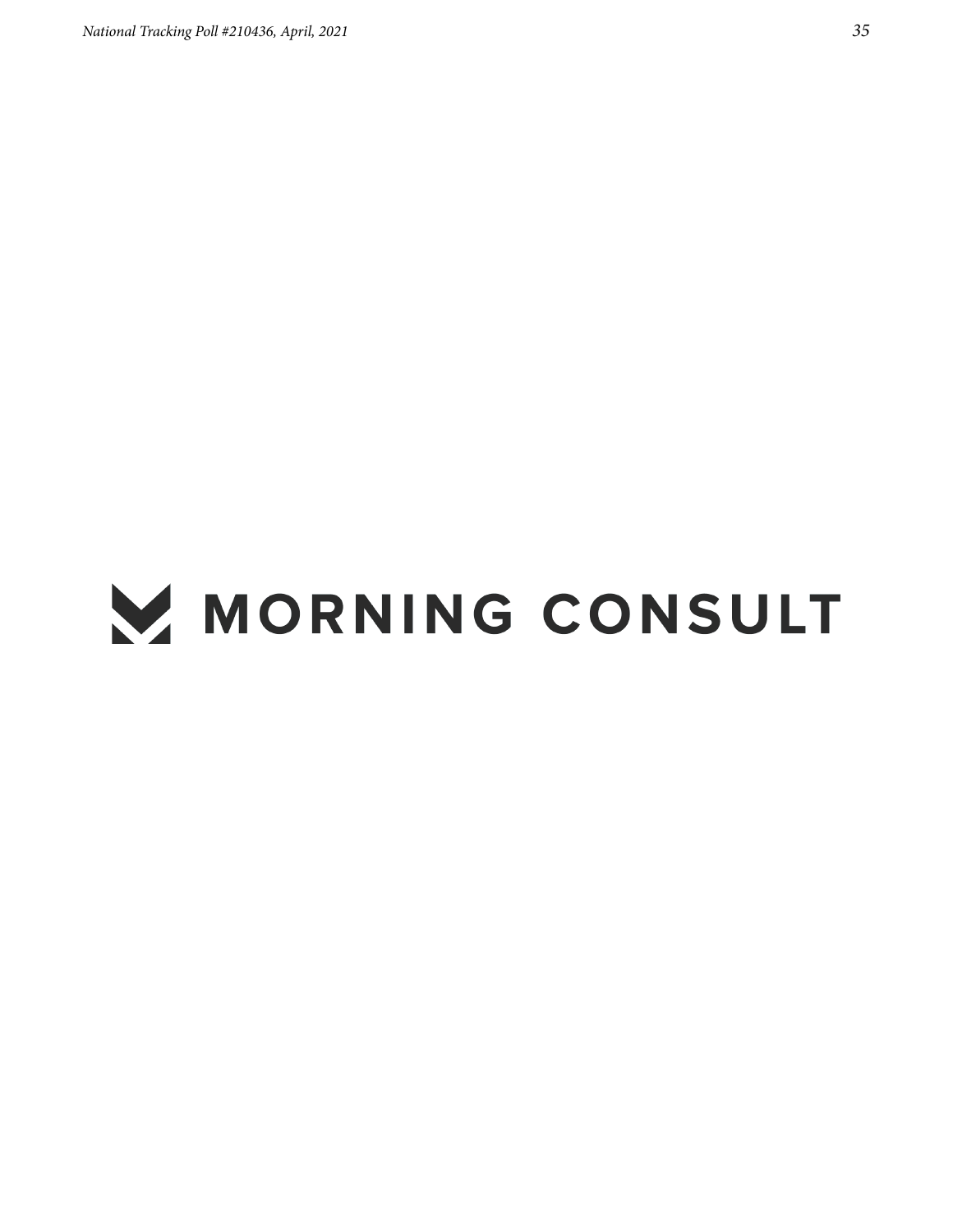MORNING CONSULT